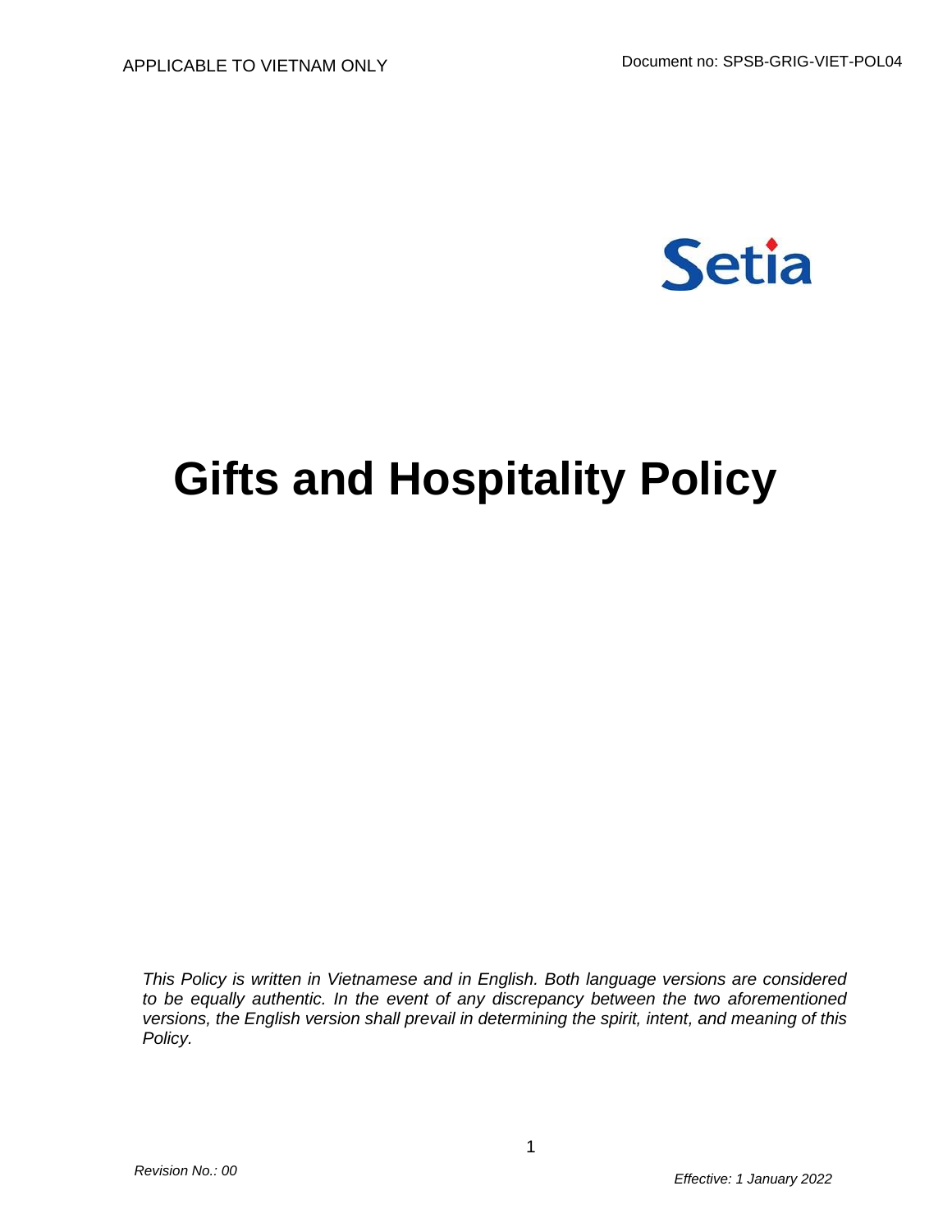APPLICABLE TO VIETNAM ONLY

Document no: SPSB-GRIG-VIET-POL04

Setia

# Gifts and Hospitality Policy

*This Policy is written in Vietnamese and in English. Both language versions are considered to be equally authentic. In the event of any discrepancy between the two aforementioned versions, the English version shall prevail in determining the spirit, intent, and meaning of this Policy.*

*Revision No.: 00*

*Effective: 1 January 2022*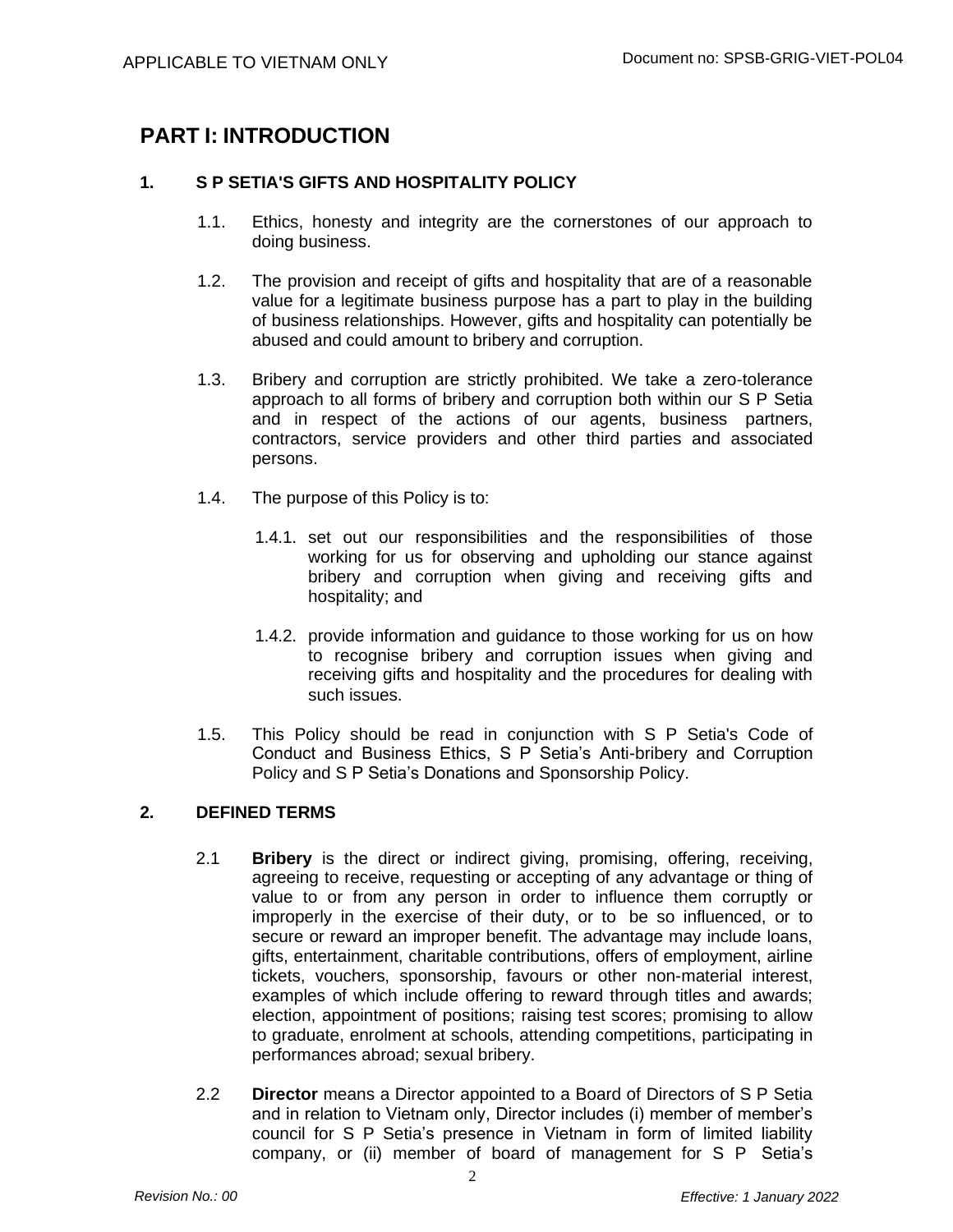# PART I: INTRODUCTION

## 1. S P SETIA'S GIFTS AND HOSPITALITY POLICY

1.1. Ethics, honesty and integrity are the cornerstones of our approach to doing business.

1.2. The provision and receipt of gifts and hospitality that are of a reasonable value for a legitimate business purpose has a part to play in the building of business relationships. However, gifts and hospitality can potentially be abused and could amount to bribery and corruption.

1.3. Bribery and corruption are strictly prohibited. We take a zero-tolerance approach to all forms of bribery and corruption both within our S P Setia and in respect of the actions of our agents, business partners, contractors, service providers and other third parties and associated persons.

1.4. The purpose of this Policy is to:

1.4.1. set out our responsibilities and the responsibilities of those working for us for observing and upholding our stance against bribery and corruption when giving and receiving gifts and hospitality; and

1.4.2. provide information and guidance to those working for us on how to recognise bribery and corruption issues when giving and receiving gifts and hospitality and the procedures for dealing with such issues.

1.5. This Policy should be read in conjunction with S P Setia's Code of Conduct and Business Ethics, S P Setia's Anti-bribery and Corruption Policy and S P Setia's Donations and Sponsorship Policy.

## 2. DEFINED TERMS

2.1 **Bribery** is the direct or indirect giving, promising, offering, receiving, agreeing to receive, requesting or accepting of any advantage or thing of value to or from any person in order to influence them corruptly or improperly in the exercise of their duty, or to be so influenced, or to secure or reward an improper benefit. The advantage may include loans, gifts, entertainment, charitable contributions, offers of employment, airline tickets, vouchers, sponsorship, favours or other non-material interest, examples of which include offering to reward through titles and awards; election, appointment of positions; raising test scores; promising to allow to graduate, enrolment at schools, attending competitions, participating in performances abroad; sexual bribery.

2.2 **Director** means a Director appointed to a Board of Directors of S P Setia and in relation to Vietnam only, Director includes (i) member of member's council for S P Setia's presence in Vietnam in form of limited liability company, or (ii) member of board of management for S P Setia's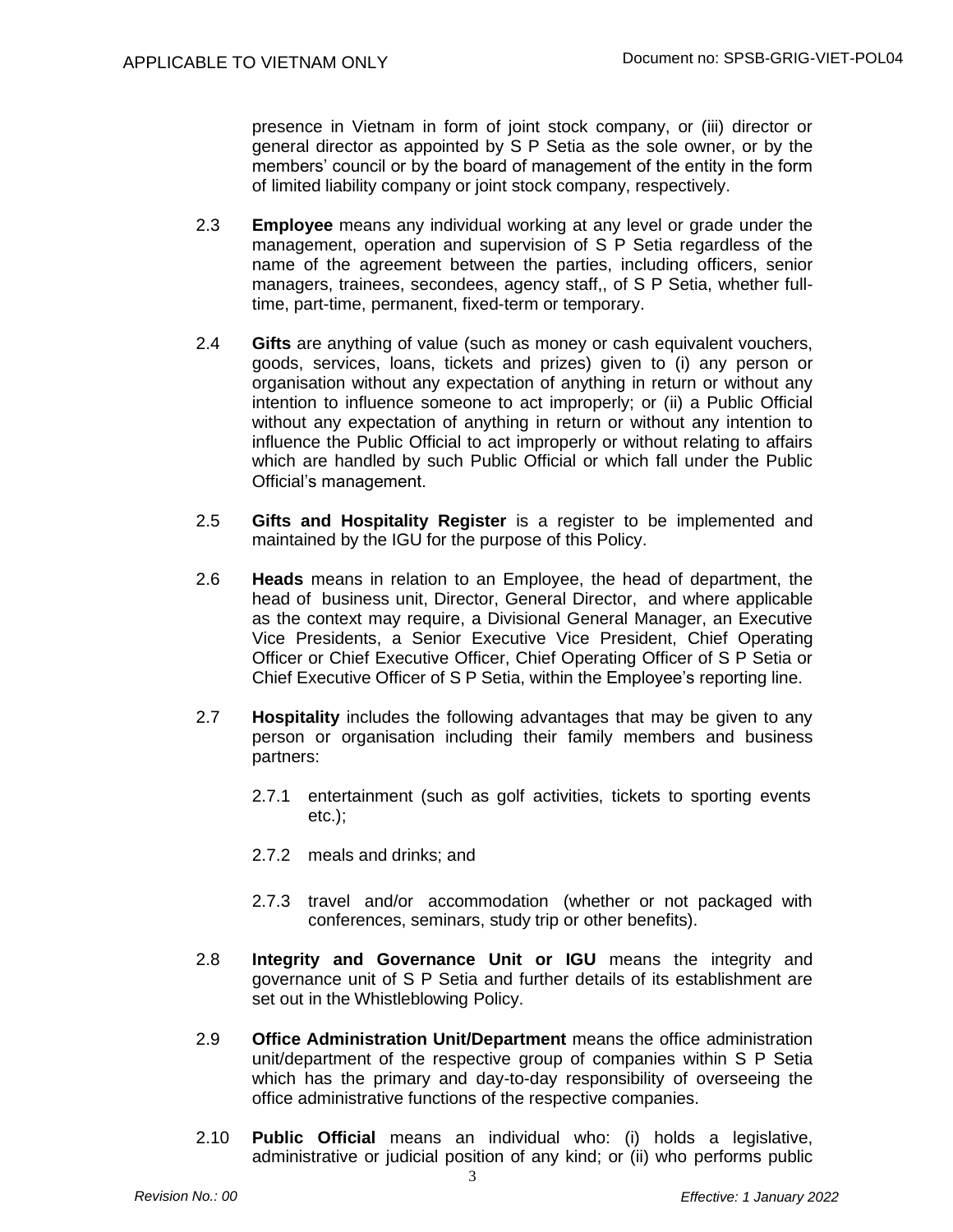presence in Vietnam in form of joint stock company, or (iii) director or general director as appointed by S P Setia as the sole owner, or by the members' council or by the board of management of the entity in the form of limited liability company or joint stock company, respectively.

2.3 **Employee** means any individual working at any level or grade under the management, operation and supervision of S P Setia regardless of the name of the agreement between the parties, including officers, senior managers, trainees, secondees, agency staff,, of S P Setia, whether full-time, part-time, permanent, fixed-term or temporary.

2.4 **Gifts** are anything of value (such as money or cash equivalent vouchers, goods, services, loans, tickets and prizes) given to (i) any person or organisation without any expectation of anything in return or without any intention to influence someone to act improperly; or (ii) a Public Official without any expectation of anything in return or without any intention to influence the Public Official to act improperly or without relating to affairs which are handled by such Public Official or which fall under the Public Official's management.

2.5 **Gifts and Hospitality Register** is a register to be implemented and maintained by the IGU for the purpose of this Policy.

2.6 **Heads** means in relation to an Employee, the head of department, the head of business unit, Director, General Director, and where applicable as the context may require, a Divisional General Manager, an Executive Vice Presidents, a Senior Executive Vice President, Chief Operating Officer or Chief Executive Officer, Chief Operating Officer of S P Setia or Chief Executive Officer of S P Setia, within the Employee's reporting line.

2.7 **Hospitality** includes the following advantages that may be given to any person or organisation including their family members and business partners:

2.7.1 entertainment (such as golf activities, tickets to sporting events etc.);

2.7.2 meals and drinks; and

2.7.3 travel and/or accommodation (whether or not packaged with conferences, seminars, study trip or other benefits).

2.8 **Integrity and Governance Unit or IGU** means the integrity and governance unit of S P Setia and further details of its establishment are set out in the Whistleblowing Policy.

2.9 **Office Administration Unit/Department** means the office administration unit/department of the respective group of companies within S P Setia which has the primary and day-to-day responsibility of overseeing the office administrative functions of the respective companies.

2.10 **Public Official** means an individual who: (i) holds a legislative, administrative or judicial position of any kind; or (ii) who performs public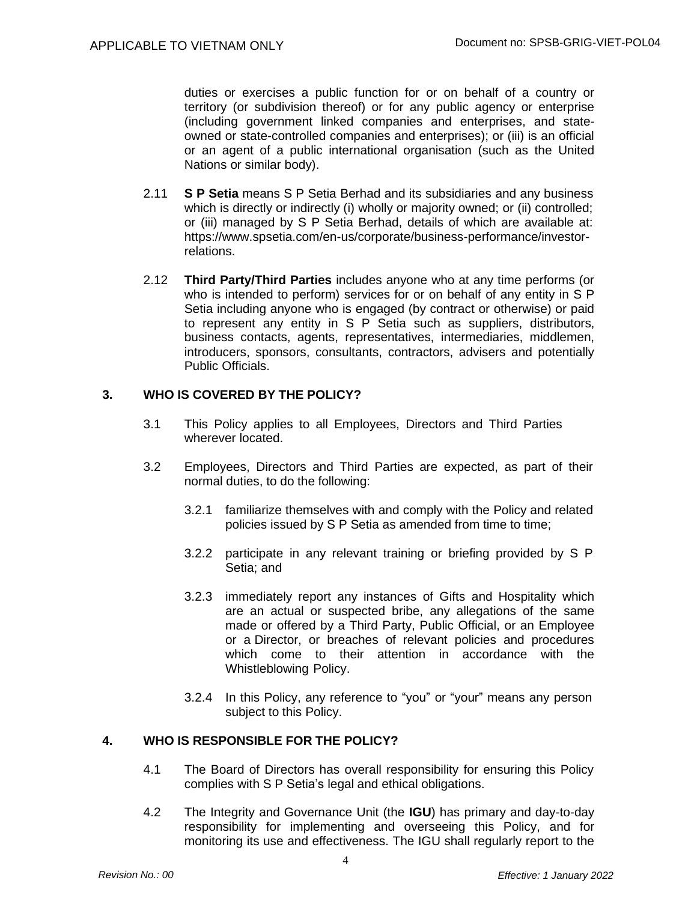duties or exercises a public function for or on behalf of a country or territory (or subdivision thereof) or for any public agency or enterprise (including government linked companies and enterprises, and state-owned or state-controlled companies and enterprises); or (iii) is an official or an agent of a public international organisation (such as the United Nations or similar body).

2.11 **S P Setia** means S P Setia Berhad and its subsidiaries and any business which is directly or indirectly (i) wholly or majority owned; or (ii) controlled; or (iii) managed by S P Setia Berhad, details of which are available at: https://www.spsetia.com/en-us/corporate/business-performance/investor-relations.

2.12 **Third Party/Third Parties** includes anyone who at any time performs (or who is intended to perform) services for or on behalf of any entity in S P Setia including anyone who is engaged (by contract or otherwise) or paid to represent any entity in S P Setia such as suppliers, distributors, business contacts, agents, representatives, intermediaries, middlemen, introducers, sponsors, consultants, contractors, advisers and potentially Public Officials.

## 3. WHO IS COVERED BY THE POLICY?

3.1 This Policy applies to all Employees, Directors and Third Parties wherever located.

3.2 Employees, Directors and Third Parties are expected, as part of their normal duties, to do the following:

3.2.1 familiarize themselves with and comply with the Policy and related policies issued by S P Setia as amended from time to time;

3.2.2 participate in any relevant training or briefing provided by S P Setia; and

3.2.3 immediately report any instances of Gifts and Hospitality which are an actual or suspected bribe, any allegations of the same made or offered by a Third Party, Public Official, or an Employee or a Director, or breaches of relevant policies and procedures which come to their attention in accordance with the Whistleblowing Policy.

3.2.4 In this Policy, any reference to "you" or "your" means any person subject to this Policy.

## 4. WHO IS RESPONSIBLE FOR THE POLICY?

4.1 The Board of Directors has overall responsibility for ensuring this Policy complies with S P Setia's legal and ethical obligations.

4.2 The Integrity and Governance Unit (the **IGU**) has primary and day-to-day responsibility for implementing and overseeing this Policy, and for monitoring its use and effectiveness. The IGU shall regularly report to the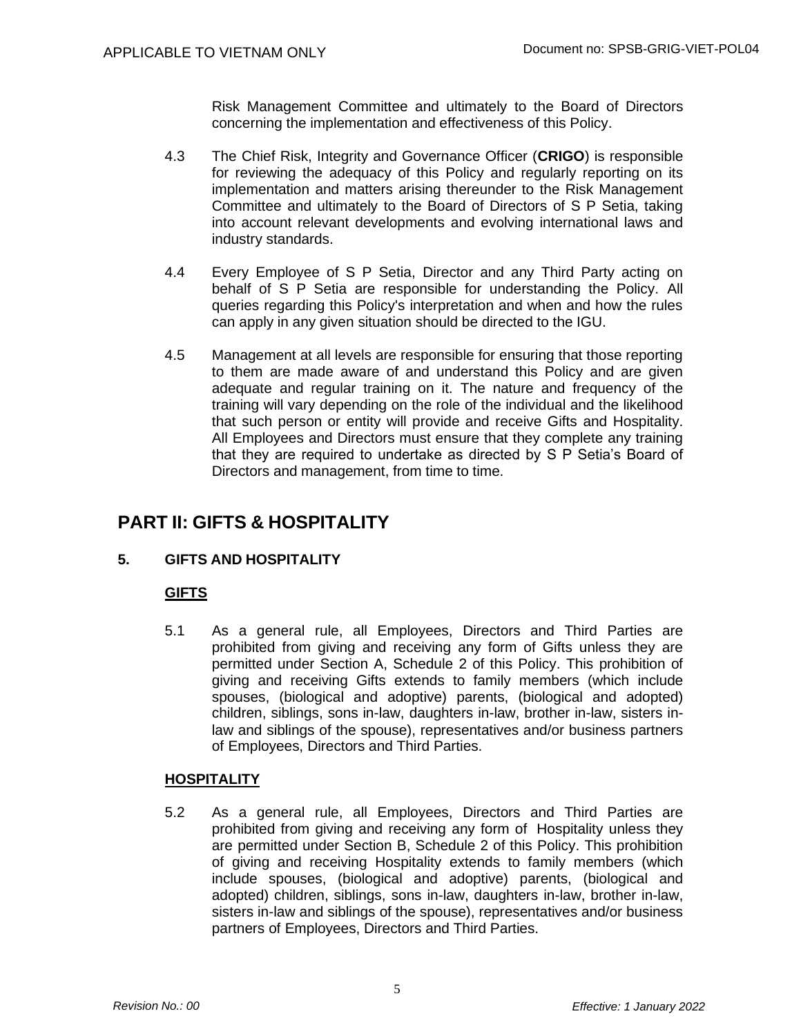Risk Management Committee and ultimately to the Board of Directors concerning the implementation and effectiveness of this Policy.

4.3 The Chief Risk, Integrity and Governance Officer (**CRIGO**) is responsible for reviewing the adequacy of this Policy and regularly reporting on its implementation and matters arising thereunder to the Risk Management Committee and ultimately to the Board of Directors of S P Setia, taking into account relevant developments and evolving international laws and industry standards.

4.4 Every Employee of S P Setia, Director and any Third Party acting on behalf of S P Setia are responsible for understanding the Policy. All queries regarding this Policy's interpretation and when and how the rules can apply in any given situation should be directed to the IGU.

4.5 Management at all levels are responsible for ensuring that those reporting to them are made aware of and understand this Policy and are given adequate and regular training on it. The nature and frequency of the training will vary depending on the role of the individual and the likelihood that such person or entity will provide and receive Gifts and Hospitality. All Employees and Directors must ensure that they complete any training that they are required to undertake as directed by S P Setia's Board of Directors and management, from time to time.

# PART II: GIFTS & HOSPITALITY

## 5. GIFTS AND HOSPITALITY

### GIFTS

5.1 As a general rule, all Employees, Directors and Third Parties are prohibited from giving and receiving any form of Gifts unless they are permitted under Section A, Schedule 2 of this Policy. This prohibition of giving and receiving Gifts extends to family members (which include spouses, (biological and adoptive) parents, (biological and adopted) children, siblings, sons in-law, daughters in-law, brother in-law, sisters in-law and siblings of the spouse), representatives and/or business partners of Employees, Directors and Third Parties.

### HOSPITALITY

5.2 As a general rule, all Employees, Directors and Third Parties are prohibited from giving and receiving any form of Hospitality unless they are permitted under Section B, Schedule 2 of this Policy. This prohibition of giving and receiving Hospitality extends to family members (which include spouses, (biological and adoptive) parents, (biological and adopted) children, siblings, sons in-law, daughters in-law, brother in-law, sisters in-law and siblings of the spouse), representatives and/or business partners of Employees, Directors and Third Parties.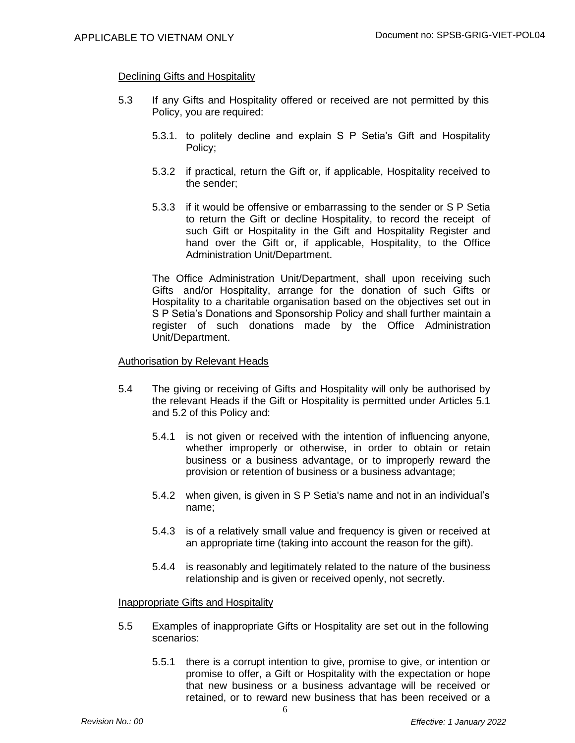Declining Gifts and Hospitality

5.3 If any Gifts and Hospitality offered or received are not permitted by this Policy, you are required:

5.3.1. to politely decline and explain S P Setia's Gift and Hospitality Policy;

5.3.2 if practical, return the Gift or, if applicable, Hospitality received to the sender;

5.3.3 if it would be offensive or embarrassing to the sender or S P Setia to return the Gift or decline Hospitality, to record the receipt of such Gift or Hospitality in the Gift and Hospitality Register and hand over the Gift or, if applicable, Hospitality, to the Office Administration Unit/Department.

The Office Administration Unit/Department, shall upon receiving such Gifts and/or Hospitality, arrange for the donation of such Gifts or Hospitality to a charitable organisation based on the objectives set out in S P Setia's Donations and Sponsorship Policy and shall further maintain a register of such donations made by the Office Administration Unit/Department.

Authorisation by Relevant Heads

5.4 The giving or receiving of Gifts and Hospitality will only be authorised by the relevant Heads if the Gift or Hospitality is permitted under Articles 5.1 and 5.2 of this Policy and:

5.4.1 is not given or received with the intention of influencing anyone, whether improperly or otherwise, in order to obtain or retain business or a business advantage, or to improperly reward the provision or retention of business or a business advantage;

5.4.2 when given, is given in S P Setia's name and not in an individual's name;

5.4.3 is of a relatively small value and frequency is given or received at an appropriate time (taking into account the reason for the gift).

5.4.4 is reasonably and legitimately related to the nature of the business relationship and is given or received openly, not secretly.

Inappropriate Gifts and Hospitality

5.5 Examples of inappropriate Gifts or Hospitality are set out in the following scenarios:

5.5.1 there is a corrupt intention to give, promise to give, or intention or promise to offer, a Gift or Hospitality with the expectation or hope that new business or a business advantage will be received or retained, or to reward new business that has been received or a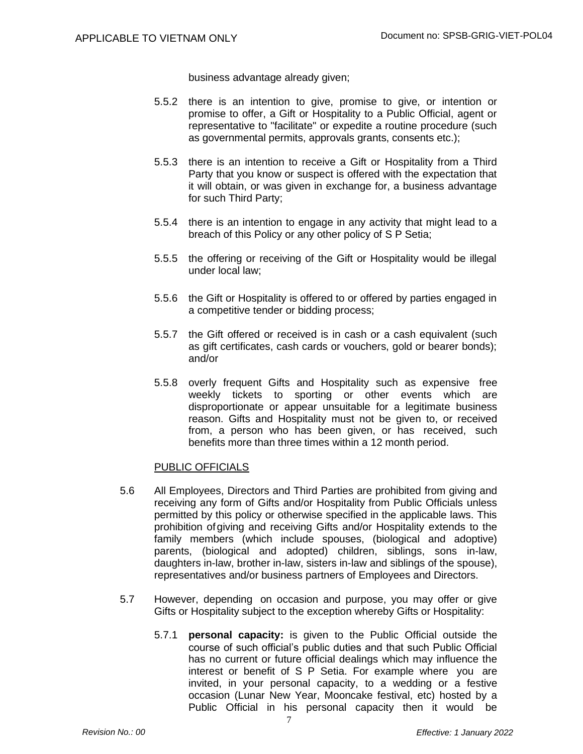business advantage already given;

5.5.2 there is an intention to give, promise to give, or intention or promise to offer, a Gift or Hospitality to a Public Official, agent or representative to "facilitate" or expedite a routine procedure (such as governmental permits, approvals grants, consents etc.);

5.5.3 there is an intention to receive a Gift or Hospitality from a Third Party that you know or suspect is offered with the expectation that it will obtain, or was given in exchange for, a business advantage for such Third Party;

5.5.4 there is an intention to engage in any activity that might lead to a breach of this Policy or any other policy of S P Setia;

5.5.5 the offering or receiving of the Gift or Hospitality would be illegal under local law;

5.5.6 the Gift or Hospitality is offered to or offered by parties engaged in a competitive tender or bidding process;

5.5.7 the Gift offered or received is in cash or a cash equivalent (such as gift certificates, cash cards or vouchers, gold or bearer bonds); and/or

5.5.8 overly frequent Gifts and Hospitality such as expensive free weekly tickets to sporting or other events which are disproportionate or appear unsuitable for a legitimate business reason. Gifts and Hospitality must not be given to, or received from, a person who has been given, or has received, such benefits more than three times within a 12 month period.

<u>PUBLIC OFFICIALS</u>

5.6 All Employees, Directors and Third Parties are prohibited from giving and receiving any form of Gifts and/or Hospitality from Public Officials unless permitted by this policy or otherwise specified in the applicable laws. This prohibition of giving and receiving Gifts and/or Hospitality extends to the family members (which include spouses, (biological and adoptive) parents, (biological and adopted) children, siblings, sons in-law, daughters in-law, brother in-law, sisters in-law and siblings of the spouse), representatives and/or business partners of Employees and Directors.

5.7 However, depending on occasion and purpose, you may offer or give Gifts or Hospitality subject to the exception whereby Gifts or Hospitality:

5.7.1 **personal capacity:** is given to the Public Official outside the course of such official's public duties and that such Public Official has no current or future official dealings which may influence the interest or benefit of S P Setia. For example where you are invited, in your personal capacity, to a wedding or a festive occasion (Lunar New Year, Mooncake festival, etc) hosted by a Public Official in his personal capacity then it would be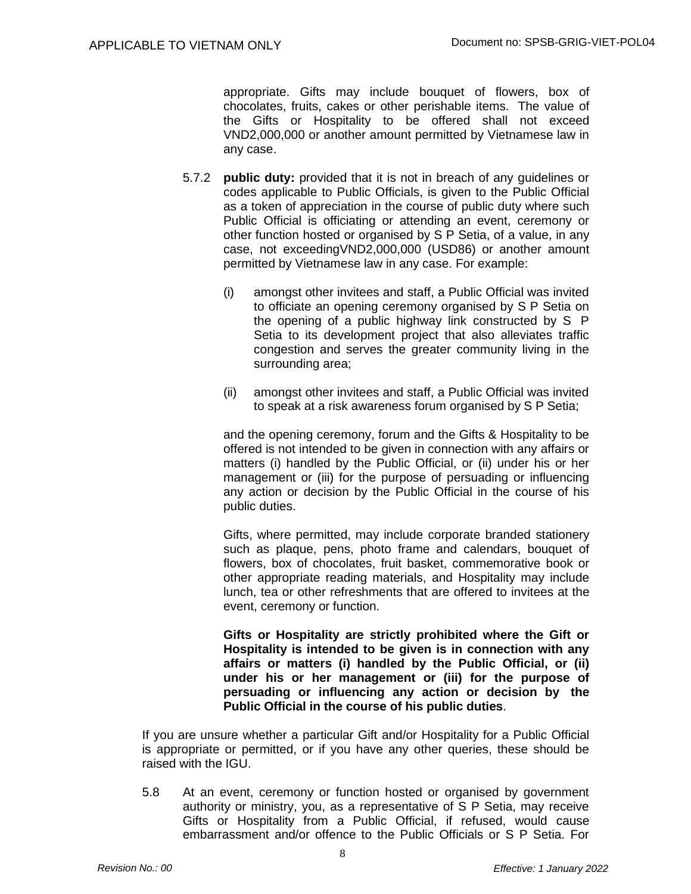appropriate. Gifts may include bouquet of flowers, box of chocolates, fruits, cakes or other perishable items. The value of the Gifts or Hospitality to be offered shall not exceed VND2,000,000 or another amount permitted by Vietnamese law in any case.

5.7.2 **public duty:** provided that it is not in breach of any guidelines or codes applicable to Public Officials, is given to the Public Official as a token of appreciation in the course of public duty where such Public Official is officiating or attending an event, ceremony or other function hosted or organised by S P Setia, of a value, in any case, not exceedingVND2,000,000 (USD86) or another amount permitted by Vietnamese law in any case. For example:

(i) amongst other invitees and staff, a Public Official was invited to officiate an opening ceremony organised by S P Setia on the opening of a public highway link constructed by S P Setia to its development project that also alleviates traffic congestion and serves the greater community living in the surrounding area;

(ii) amongst other invitees and staff, a Public Official was invited to speak at a risk awareness forum organised by S P Setia;

and the opening ceremony, forum and the Gifts & Hospitality to be offered is not intended to be given in connection with any affairs or matters (i) handled by the Public Official, or (ii) under his or her management or (iii) for the purpose of persuading or influencing any action or decision by the Public Official in the course of his public duties.

Gifts, where permitted, may include corporate branded stationery such as plaque, pens, photo frame and calendars, bouquet of flowers, box of chocolates, fruit basket, commemorative book or other appropriate reading materials, and Hospitality may include lunch, tea or other refreshments that are offered to invitees at the event, ceremony or function.

**Gifts or Hospitality are strictly prohibited where the Gift or Hospitality is intended to be given is in connection with any affairs or matters (i) handled by the Public Official, or (ii) under his or her management or (iii) for the purpose of persuading or influencing any action or decision by the Public Official in the course of his public duties**.

If you are unsure whether a particular Gift and/or Hospitality for a Public Official is appropriate or permitted, or if you have any other queries, these should be raised with the IGU.

5.8 At an event, ceremony or function hosted or organised by government authority or ministry, you, as a representative of S P Setia, may receive Gifts or Hospitality from a Public Official, if refused, would cause embarrassment and/or offence to the Public Officials or S P Setia. For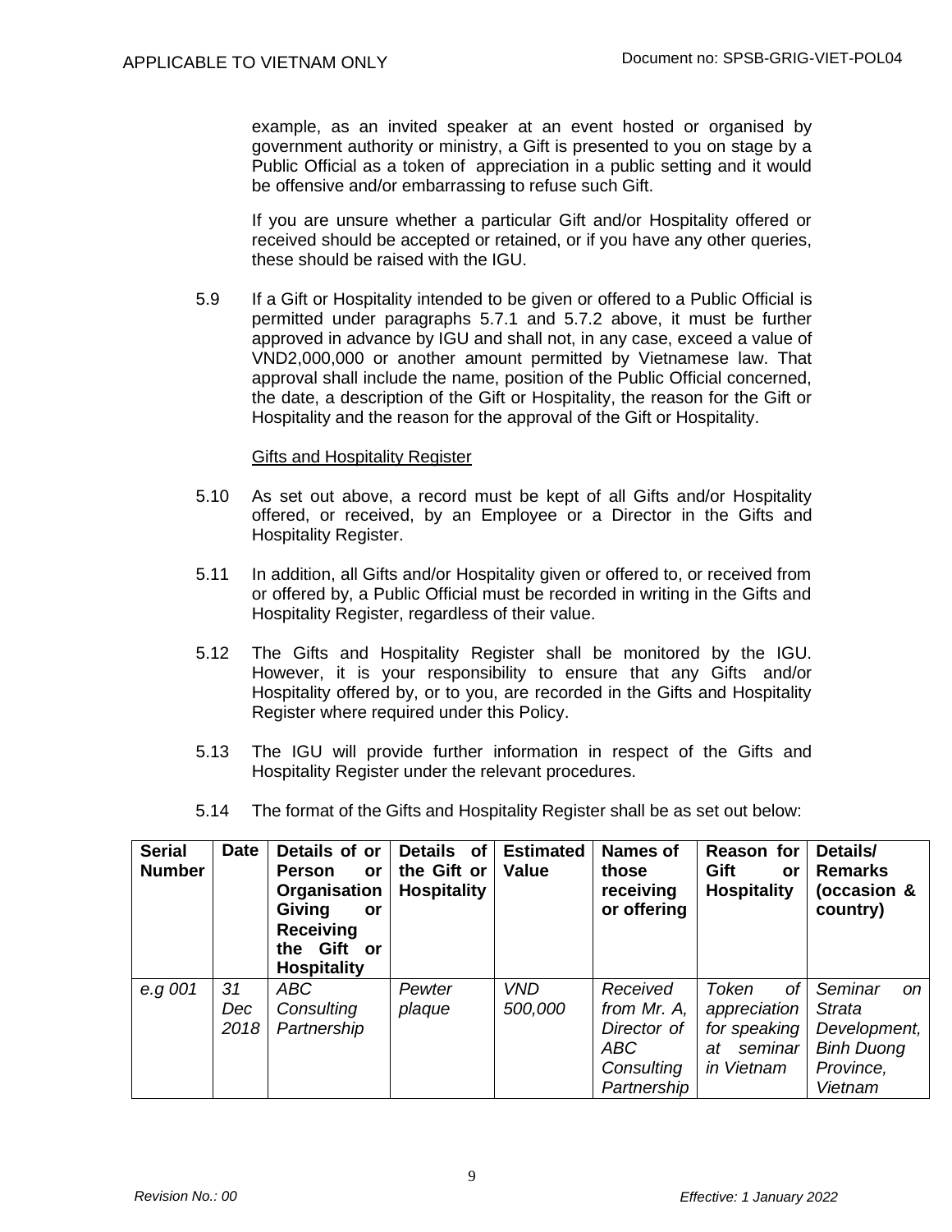example, as an invited speaker at an event hosted or organised by government authority or ministry, a Gift is presented to you on stage by a Public Official as a token of appreciation in a public setting and it would be offensive and/or embarrassing to refuse such Gift.

If you are unsure whether a particular Gift and/or Hospitality offered or received should be accepted or retained, or if you have any other queries, these should be raised with the IGU.

5.9 If a Gift or Hospitality intended to be given or offered to a Public Official is permitted under paragraphs 5.7.1 and 5.7.2 above, it must be further approved in advance by IGU and shall not, in any case, exceed a value of VND2,000,000 or another amount permitted by Vietnamese law. That approval shall include the name, position of the Public Official concerned, the date, a description of the Gift or Hospitality, the reason for the Gift or Hospitality and the reason for the approval of the Gift or Hospitality.

Gifts and Hospitality Register

5.10 As set out above, a record must be kept of all Gifts and/or Hospitality offered, or received, by an Employee or a Director in the Gifts and Hospitality Register.

5.11 In addition, all Gifts and/or Hospitality given or offered to, or received from or offered by, a Public Official must be recorded in writing in the Gifts and Hospitality Register, regardless of their value.

5.12 The Gifts and Hospitality Register shall be monitored by the IGU. However, it is your responsibility to ensure that any Gifts and/or Hospitality offered by, or to you, are recorded in the Gifts and Hospitality Register where required under this Policy.

5.13 The IGU will provide further information in respect of the Gifts and Hospitality Register under the relevant procedures.

5.14 The format of the Gifts and Hospitality Register shall be as set out below:

| **Serial Number** | **Date** | **Details of or Person or Organisation Giving or Receiving the Gift or Hospitality** | **Details of the Gift or Hospitality** | **Estimated Value** | **Names of those receiving or offering** | **Reason for Gift or Hospitality** | **Details/ Remarks (occasion & country)** |
|---|---|---|---|---|---|---|---|
| *e.g 001* | *31 Dec 2018* | *ABC Consulting Partnership* | *Pewter plaque* | *VND 500,000* | *Received from Mr. A, Director of ABC Consulting Partnership* | *Token of appreciation for speaking at seminar in Vietnam* | *Seminar on Strata Development, Binh Duong Province, Vietnam* |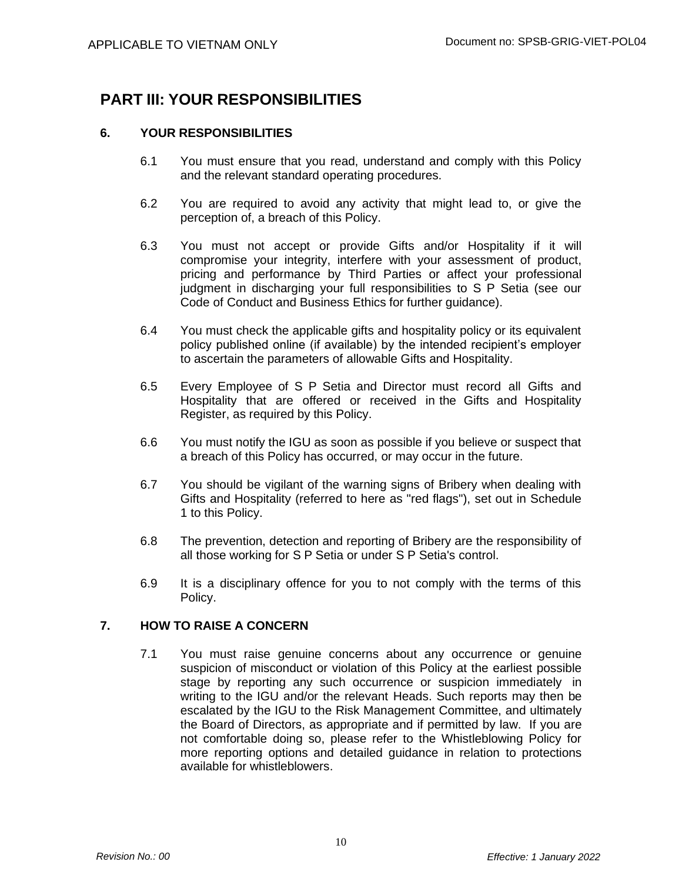# PART III: YOUR RESPONSIBILITIES

## 6. YOUR RESPONSIBILITIES

6.1 You must ensure that you read, understand and comply with this Policy and the relevant standard operating procedures.

6.2 You are required to avoid any activity that might lead to, or give the perception of, a breach of this Policy.

6.3 You must not accept or provide Gifts and/or Hospitality if it will compromise your integrity, interfere with your assessment of product, pricing and performance by Third Parties or affect your professional judgment in discharging your full responsibilities to S P Setia (see our Code of Conduct and Business Ethics for further guidance).

6.4 You must check the applicable gifts and hospitality policy or its equivalent policy published online (if available) by the intended recipient's employer to ascertain the parameters of allowable Gifts and Hospitality.

6.5 Every Employee of S P Setia and Director must record all Gifts and Hospitality that are offered or received in the Gifts and Hospitality Register, as required by this Policy.

6.6 You must notify the IGU as soon as possible if you believe or suspect that a breach of this Policy has occurred, or may occur in the future.

6.7 You should be vigilant of the warning signs of Bribery when dealing with Gifts and Hospitality (referred to here as "red flags"), set out in Schedule 1 to this Policy.

6.8 The prevention, detection and reporting of Bribery are the responsibility of all those working for S P Setia or under S P Setia's control.

6.9 It is a disciplinary offence for you to not comply with the terms of this Policy.

## 7. HOW TO RAISE A CONCERN

7.1 You must raise genuine concerns about any occurrence or genuine suspicion of misconduct or violation of this Policy at the earliest possible stage by reporting any such occurrence or suspicion immediately in writing to the IGU and/or the relevant Heads. Such reports may then be escalated by the IGU to the Risk Management Committee, and ultimately the Board of Directors, as appropriate and if permitted by law. If you are not comfortable doing so, please refer to the Whistleblowing Policy for more reporting options and detailed guidance in relation to protections available for whistleblowers.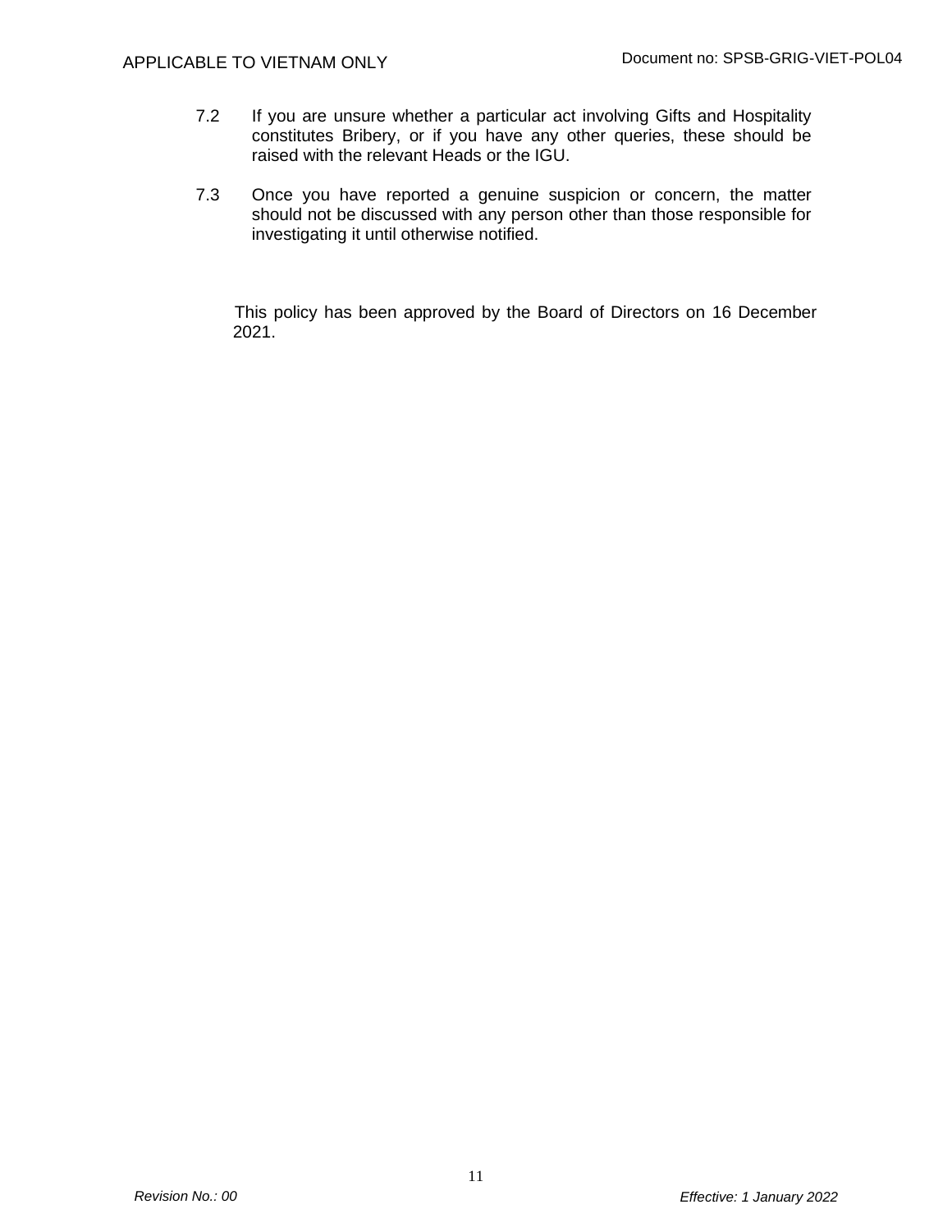7.2 If you are unsure whether a particular act involving Gifts and Hospitality constitutes Bribery, or if you have any other queries, these should be raised with the relevant Heads or the IGU.

7.3 Once you have reported a genuine suspicion or concern, the matter should not be discussed with any person other than those responsible for investigating it until otherwise notified.

This policy has been approved by the Board of Directors on 16 December 2021.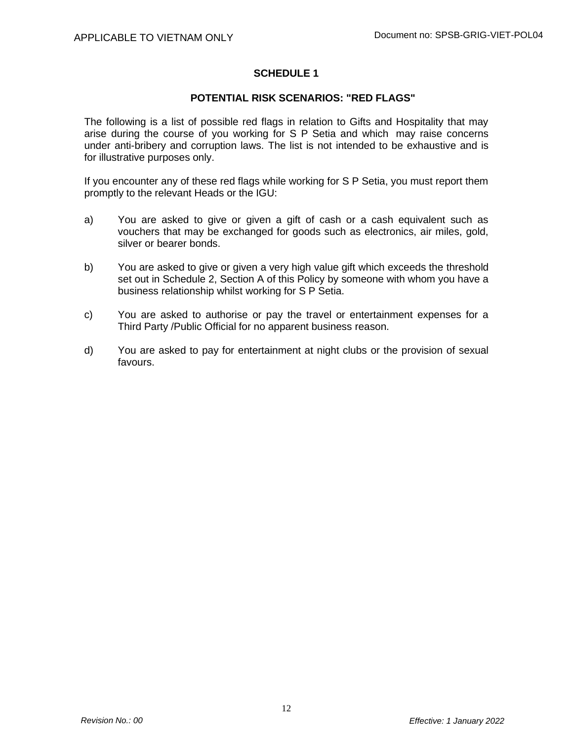## SCHEDULE 1

### POTENTIAL RISK SCENARIOS: "RED FLAGS"

The following is a list of possible red flags in relation to Gifts and Hospitality that may arise during the course of you working for S P Setia and which may raise concerns under anti-bribery and corruption laws. The list is not intended to be exhaustive and is for illustrative purposes only.

If you encounter any of these red flags while working for S P Setia, you must report them promptly to the relevant Heads or the IGU:

a) You are asked to give or given a gift of cash or a cash equivalent such as vouchers that may be exchanged for goods such as electronics, air miles, gold, silver or bearer bonds.

b) You are asked to give or given a very high value gift which exceeds the threshold set out in Schedule 2, Section A of this Policy by someone with whom you have a business relationship whilst working for S P Setia.

c) You are asked to authorise or pay the travel or entertainment expenses for a Third Party /Public Official for no apparent business reason.

d) You are asked to pay for entertainment at night clubs or the provision of sexual favours.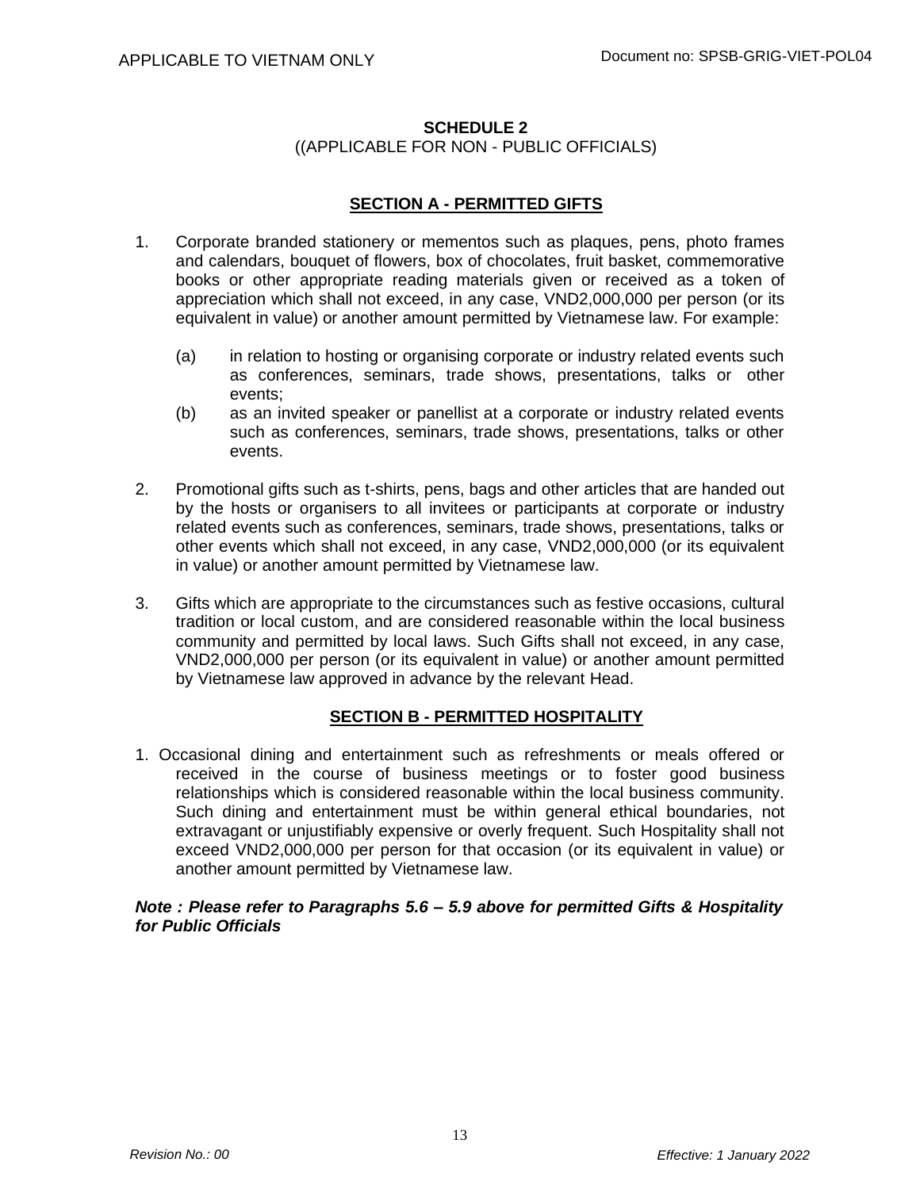## SCHEDULE 2

((APPLICABLE FOR NON - PUBLIC OFFICIALS)

### SECTION A - PERMITTED GIFTS

1. Corporate branded stationery or mementos such as plaques, pens, photo frames and calendars, bouquet of flowers, box of chocolates, fruit basket, commemorative books or other appropriate reading materials given or received as a token of appreciation which shall not exceed, in any case, VND2,000,000 per person (or its equivalent in value) or another amount permitted by Vietnamese law. For example:

    (a) in relation to hosting or organising corporate or industry related events such as conferences, seminars, trade shows, presentations, talks or other events;

    (b) as an invited speaker or panellist at a corporate or industry related events such as conferences, seminars, trade shows, presentations, talks or other events.

2. Promotional gifts such as t-shirts, pens, bags and other articles that are handed out by the hosts or organisers to all invitees or participants at corporate or industry related events such as conferences, seminars, trade shows, presentations, talks or other events which shall not exceed, in any case, VND2,000,000 (or its equivalent in value) or another amount permitted by Vietnamese law.

3. Gifts which are appropriate to the circumstances such as festive occasions, cultural tradition or local custom, and are considered reasonable within the local business community and permitted by local laws. Such Gifts shall not exceed, in any case, VND2,000,000 per person (or its equivalent in value) or another amount permitted by Vietnamese law approved in advance by the relevant Head.

### SECTION B - PERMITTED HOSPITALITY

1. Occasional dining and entertainment such as refreshments or meals offered or received in the course of business meetings or to foster good business relationships which is considered reasonable within the local business community. Such dining and entertainment must be within general ethical boundaries, not extravagant or unjustifiably expensive or overly frequent. Such Hospitality shall not exceed VND2,000,000 per person for that occasion (or its equivalent in value) or another amount permitted by Vietnamese law.

***Note : Please refer to Paragraphs 5.6 – 5.9 above for permitted Gifts & Hospitality for Public Officials***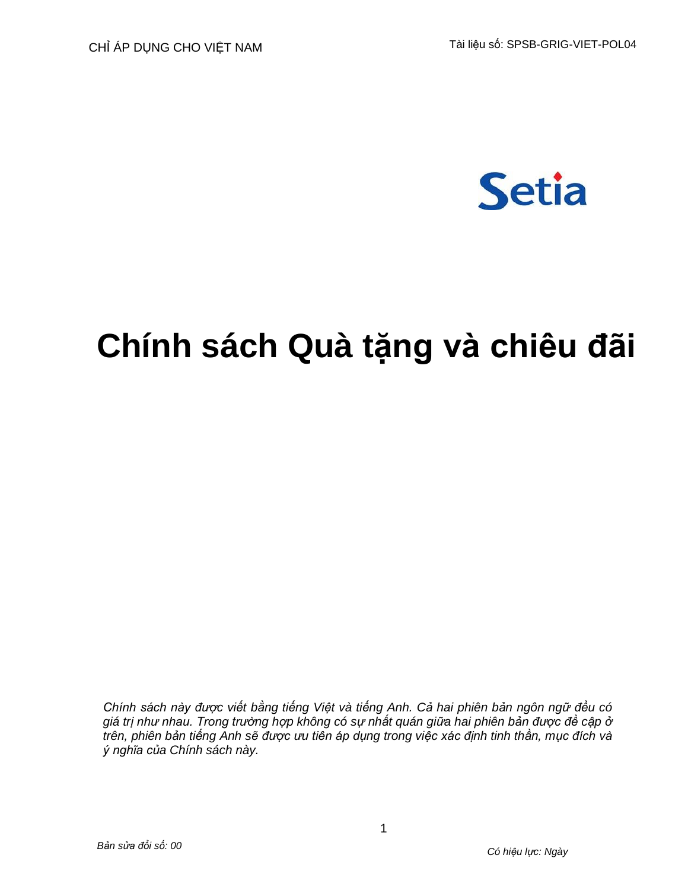# Chính sách Quà tặng và chiêu đãi

*Chính sách này được viết bằng tiếng Việt và tiếng Anh. Cả hai phiên bản ngôn ngữ đều có giá trị như nhau. Trong trường hợp không có sự nhất quán giữa hai phiên bản được đề cập ở trên, phiên bản tiếng Anh sẽ được ưu tiên áp dụng trong việc xác định tinh thần, mục đích và ý nghĩa của Chính sách này.*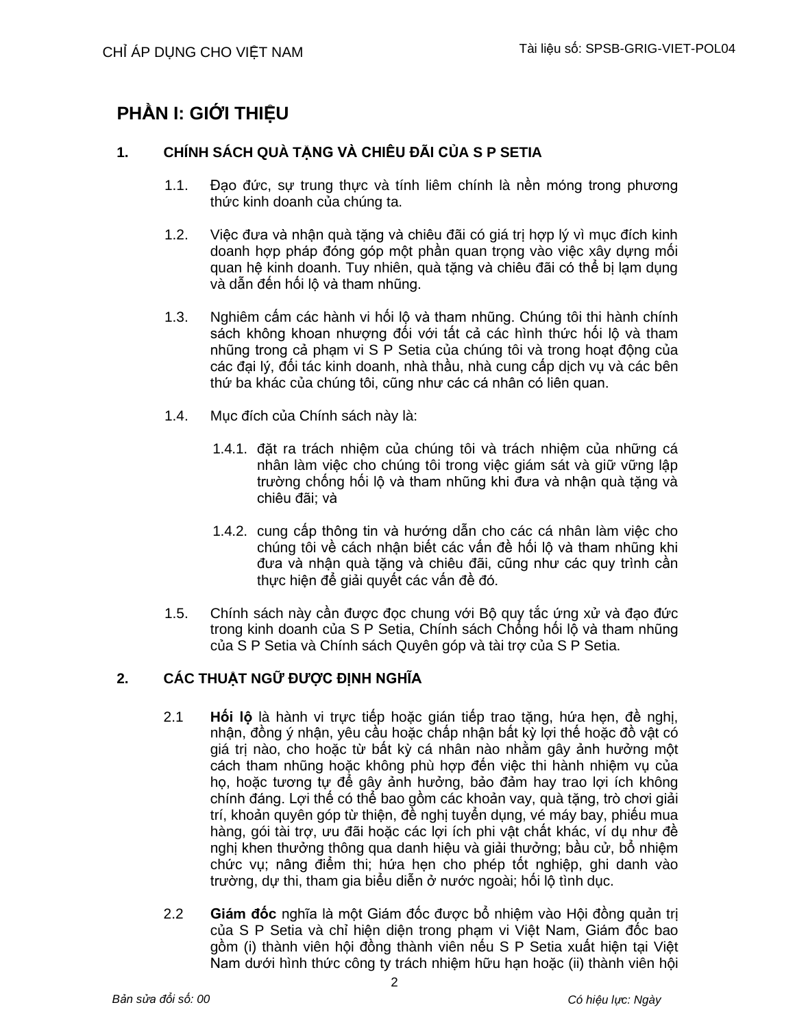# PHẦN I: GIỚI THIỆU

## 1. CHÍNH SÁCH QUÀ TẶNG VÀ CHIÊU ĐÃI CỦA S P SETIA

1.1. Đạo đức, sự trung thực và tính liêm chính là nền móng trong phương thức kinh doanh của chúng ta.

1.2. Việc đưa và nhận quà tặng và chiêu đãi có giá trị hợp lý vì mục đích kinh doanh hợp pháp đóng góp một phần quan trọng vào việc xây dựng mối quan hệ kinh doanh. Tuy nhiên, quà tặng và chiêu đãi có thể bị lạm dụng và dẫn đến hối lộ và tham nhũng.

1.3. Nghiêm cấm các hành vi hối lộ và tham nhũng. Chúng tôi thi hành chính sách không khoan nhượng đối với tất cả các hình thức hối lộ và tham nhũng trong cả phạm vi S P Setia của chúng tôi và trong hoạt động của các đại lý, đối tác kinh doanh, nhà thầu, nhà cung cấp dịch vụ và các bên thứ ba khác của chúng tôi, cũng như các cá nhân có liên quan.

1.4. Mục đích của Chính sách này là:

1.4.1. đặt ra trách nhiệm của chúng tôi và trách nhiệm của những cá nhân làm việc cho chúng tôi trong việc giám sát và giữ vững lập trường chống hối lộ và tham nhũng khi đưa và nhận quà tặng và chiêu đãi; và

1.4.2. cung cấp thông tin và hướng dẫn cho các cá nhân làm việc cho chúng tôi về cách nhận biết các vấn đề hối lộ và tham nhũng khi đưa và nhận quà tặng và chiêu đãi, cũng như các quy trình cần thực hiện để giải quyết các vấn đề đó.

1.5. Chính sách này cần được đọc chung với Bộ quy tắc ứng xử và đạo đức trong kinh doanh của S P Setia, Chính sách Chống hối lộ và tham nhũng của S P Setia và Chính sách Quyên góp và tài trợ của S P Setia.

## 2. CÁC THUẬT NGỮ ĐƯỢC ĐỊNH NGHĨA

2.1 **Hối lộ** là hành vi trực tiếp hoặc gián tiếp trao tặng, hứa hẹn, đề nghị, nhận, đồng ý nhận, yêu cầu hoặc chấp nhận bất kỳ lợi thế hoặc đồ vật có giá trị nào, cho hoặc từ bất kỳ cá nhân nào nhằm gây ảnh hưởng một cách tham nhũng hoặc không phù hợp đến việc thi hành nhiệm vụ của họ, hoặc tương tự để gây ảnh hưởng, bảo đảm hay trao lợi ích không chính đáng. Lợi thế có thể bao gồm các khoản vay, quà tặng, trò chơi giải trí, khoản quyên góp từ thiện, đề nghị tuyển dụng, vé máy bay, phiếu mua hàng, gói tài trợ, ưu đãi hoặc các lợi ích phi vật chất khác, ví dụ như đề nghị khen thưởng thông qua danh hiệu và giải thưởng; bầu cử, bổ nhiệm chức vụ; nâng điểm thi; hứa hẹn cho phép tốt nghiệp, ghi danh vào trường, dự thi, tham gia biểu diễn ở nước ngoài; hối lộ tình dục.

2.2 **Giám đốc** nghĩa là một Giám đốc được bổ nhiệm vào Hội đồng quản trị của S P Setia và chỉ hiện diện trong phạm vi Việt Nam, Giám đốc bao gồm (i) thành viên hội đồng thành viên nếu S P Setia xuất hiện tại Việt Nam dưới hình thức công ty trách nhiệm hữu hạn hoặc (ii) thành viên hội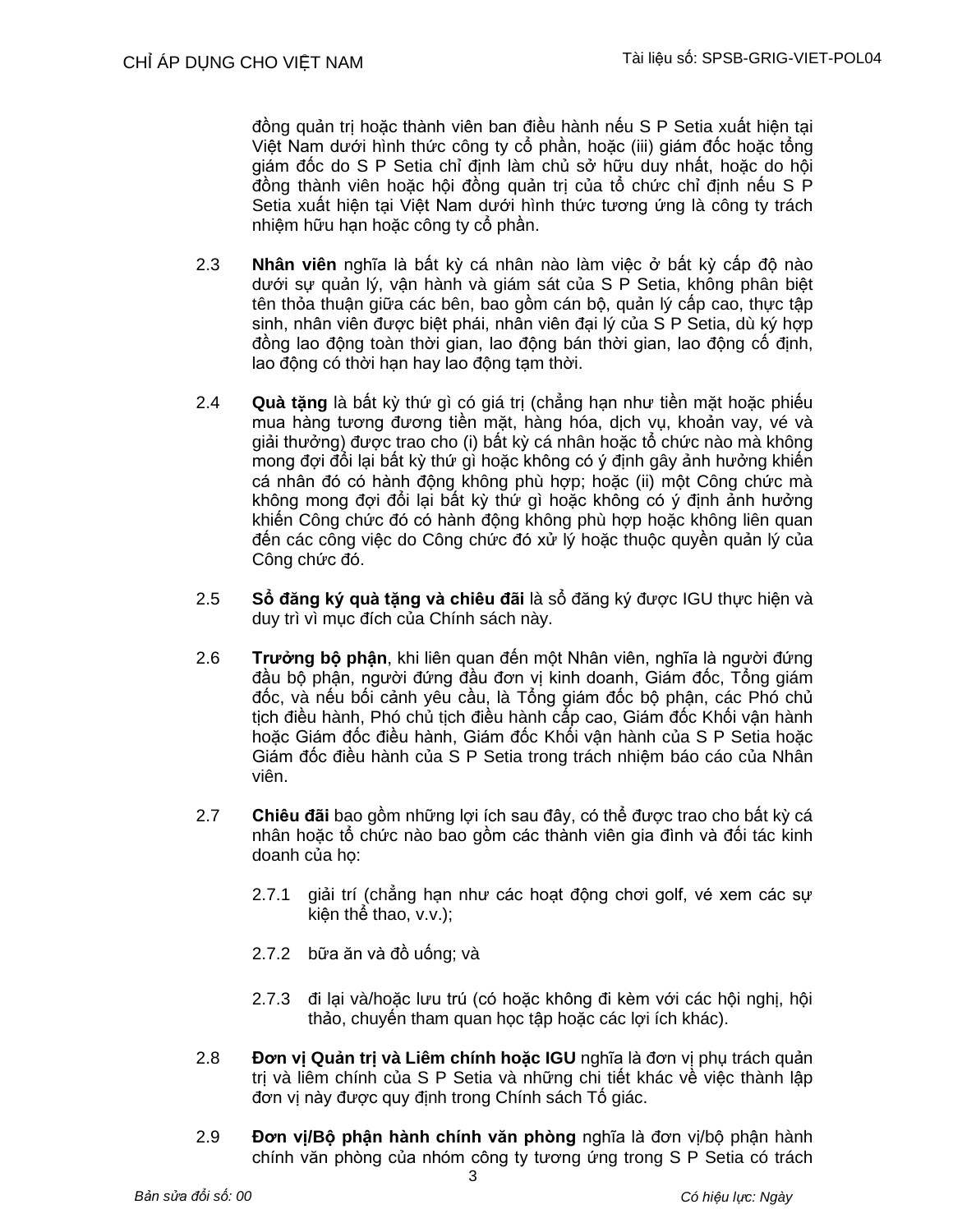đồng quản trị hoặc thành viên ban điều hành nếu S P Setia xuất hiện tại Việt Nam dưới hình thức công ty cổ phần, hoặc (iii) giám đốc hoặc tổng giám đốc do S P Setia chỉ định làm chủ sở hữu duy nhất, hoặc do hội đồng thành viên hoặc hội đồng quản trị của tổ chức chỉ định nếu S P Setia xuất hiện tại Việt Nam dưới hình thức tương ứng là công ty trách nhiệm hữu hạn hoặc công ty cổ phần.

2.3 **Nhân viên** nghĩa là bất kỳ cá nhân nào làm việc ở bất kỳ cấp độ nào dưới sự quản lý, vận hành và giám sát của S P Setia, không phân biệt tên thỏa thuận giữa các bên, bao gồm cán bộ, quản lý cấp cao, thực tập sinh, nhân viên được biệt phái, nhân viên đại lý của S P Setia, dù ký hợp đồng lao động toàn thời gian, lao động bán thời gian, lao động cố định, lao động có thời hạn hay lao động tạm thời.

2.4 **Quà tặng** là bất kỳ thứ gì có giá trị (chẳng hạn như tiền mặt hoặc phiếu mua hàng tương đương tiền mặt, hàng hóa, dịch vụ, khoản vay, vé và giải thưởng) được trao cho (i) bất kỳ cá nhân hoặc tổ chức nào mà không mong đợi đổi lại bất kỳ thứ gì hoặc không có ý định gây ảnh hưởng khiến cá nhân đó có hành động không phù hợp; hoặc (ii) một Công chức mà không mong đợi đổi lại bất kỳ thứ gì hoặc không có ý định ảnh hưởng khiến Công chức đó có hành động không phù hợp hoặc không liên quan đến các công việc do Công chức đó xử lý hoặc thuộc quyền quản lý của Công chức đó.

2.5 **Sổ đăng ký quà tặng và chiêu đãi** là sổ đăng ký được IGU thực hiện và duy trì vì mục đích của Chính sách này.

2.6 **Trưởng bộ phận**, khi liên quan đến một Nhân viên, nghĩa là người đứng đầu bộ phận, người đứng đầu đơn vị kinh doanh, Giám đốc, Tổng giám đốc, và nếu bối cảnh yêu cầu, là Tổng giám đốc bộ phận, các Phó chủ tịch điều hành, Phó chủ tịch điều hành cấp cao, Giám đốc Khối vận hành hoặc Giám đốc điều hành, Giám đốc Khối vận hành của S P Setia hoặc Giám đốc điều hành của S P Setia trong trách nhiệm báo cáo của Nhân viên.

2.7 **Chiêu đãi** bao gồm những lợi ích sau đây, có thể được trao cho bất kỳ cá nhân hoặc tổ chức nào bao gồm các thành viên gia đình và đối tác kinh doanh của họ:

2.7.1 giải trí (chẳng hạn như các hoạt động chơi golf, vé xem các sự kiện thể thao, v.v.);

2.7.2 bữa ăn và đồ uống; và

2.7.3 đi lại và/hoặc lưu trú (có hoặc không đi kèm với các hội nghị, hội thảo, chuyến tham quan học tập hoặc các lợi ích khác).

2.8 **Đơn vị Quản trị và Liêm chính hoặc IGU** nghĩa là đơn vị phụ trách quản trị và liêm chính của S P Setia và những chi tiết khác về việc thành lập đơn vị này được quy định trong Chính sách Tố giác.

2.9 **Đơn vị/Bộ phận hành chính văn phòng** nghĩa là đơn vị/bộ phận hành chính văn phòng của nhóm công ty tương ứng trong S P Setia có trách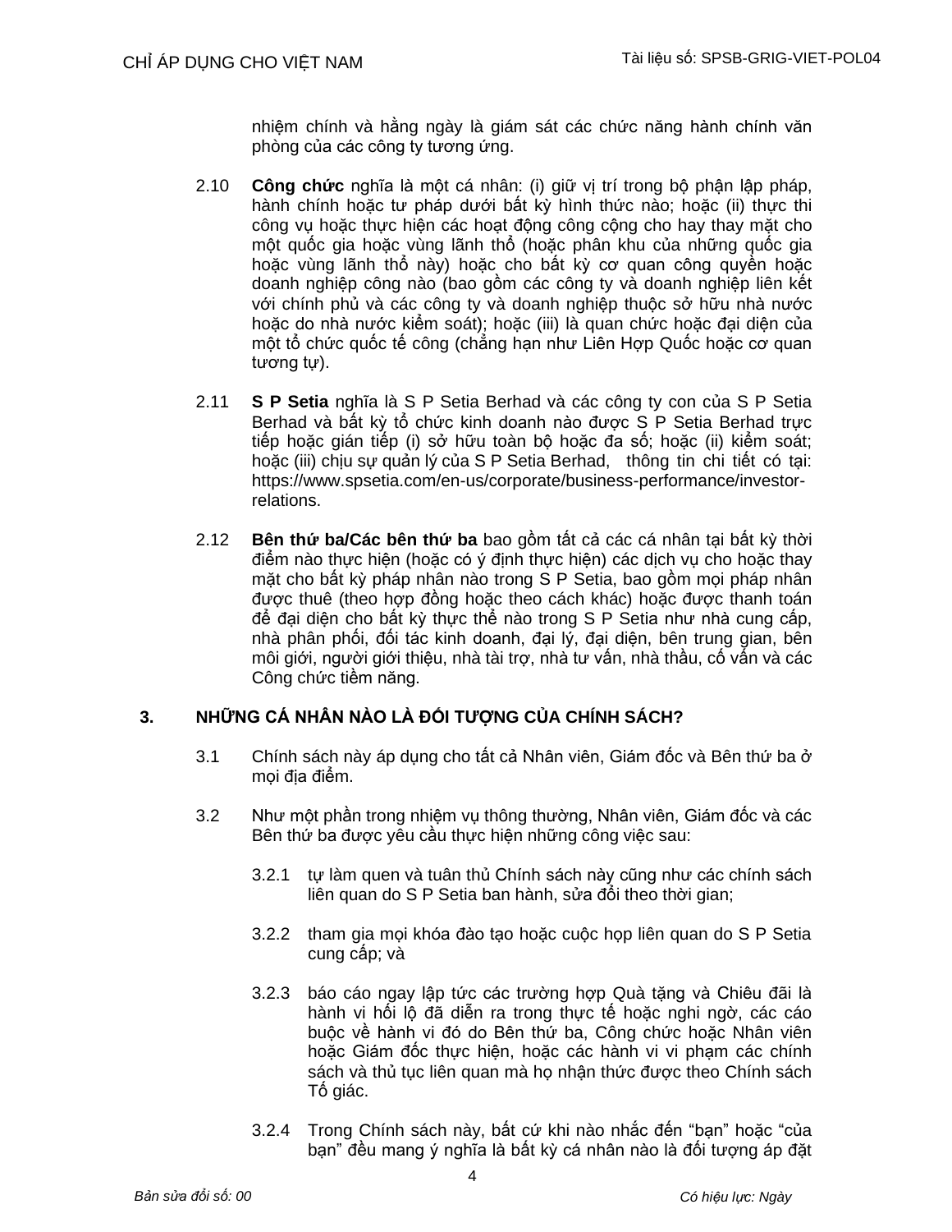nhiệm chính và hằng ngày là giám sát các chức năng hành chính văn phòng của các công ty tương ứng.

2.10 **Công chức** nghĩa là một cá nhân: (i) giữ vị trí trong bộ phận lập pháp, hành chính hoặc tư pháp dưới bất kỳ hình thức nào; hoặc (ii) thực thi công vụ hoặc thực hiện các hoạt động công cộng cho hay thay mặt cho một quốc gia hoặc vùng lãnh thổ (hoặc phân khu của những quốc gia hoặc vùng lãnh thổ này) hoặc cho bất kỳ cơ quan công quyền hoặc doanh nghiệp công nào (bao gồm các công ty và doanh nghiệp liên kết với chính phủ và các công ty và doanh nghiệp thuộc sở hữu nhà nước hoặc do nhà nước kiểm soát); hoặc (iii) là quan chức hoặc đại diện của một tổ chức quốc tế công (chẳng hạn như Liên Hợp Quốc hoặc cơ quan tương tự).

2.11 **S P Setia** nghĩa là S P Setia Berhad và các công ty con của S P Setia Berhad và bất kỳ tổ chức kinh doanh nào được S P Setia Berhad trực tiếp hoặc gián tiếp (i) sở hữu toàn bộ hoặc đa số; hoặc (ii) kiểm soát; hoặc (iii) chịu sự quản lý của S P Setia Berhad, thông tin chi tiết có tại: https://www.spsetia.com/en-us/corporate/business-performance/investor-relations.

2.12 **Bên thứ ba/Các bên thứ ba** bao gồm tất cả các cá nhân tại bất kỳ thời điểm nào thực hiện (hoặc có ý định thực hiện) các dịch vụ cho hoặc thay mặt cho bất kỳ pháp nhân nào trong S P Setia, bao gồm mọi pháp nhân được thuê (theo hợp đồng hoặc theo cách khác) hoặc được thanh toán để đại diện cho bất kỳ thực thể nào trong S P Setia như nhà cung cấp, nhà phân phối, đối tác kinh doanh, đại lý, đại diện, bên trung gian, bên môi giới, người giới thiệu, nhà tài trợ, nhà tư vấn, nhà thầu, cố vấn và các Công chức tiềm năng.

## 3. NHỮNG CÁ NHÂN NÀO LÀ ĐỐI TƯỢNG CỦA CHÍNH SÁCH?

3.1 Chính sách này áp dụng cho tất cả Nhân viên, Giám đốc và Bên thứ ba ở mọi địa điểm.

3.2 Như một phần trong nhiệm vụ thông thường, Nhân viên, Giám đốc và các Bên thứ ba được yêu cầu thực hiện những công việc sau:

3.2.1 tự làm quen và tuân thủ Chính sách này cũng như các chính sách liên quan do S P Setia ban hành, sửa đổi theo thời gian;

3.2.2 tham gia mọi khóa đào tạo hoặc cuộc họp liên quan do S P Setia cung cấp; và

3.2.3 báo cáo ngay lập tức các trường hợp Quà tặng và Chiêu đãi là hành vi hối lộ đã diễn ra trong thực tế hoặc nghi ngờ, các cáo buộc về hành vi đó do Bên thứ ba, Công chức hoặc Nhân viên hoặc Giám đốc thực hiện, hoặc các hành vi vi phạm các chính sách và thủ tục liên quan mà họ nhận thức được theo Chính sách Tố giác.

3.2.4 Trong Chính sách này, bất cứ khi nào nhắc đến "bạn" hoặc "của bạn" đều mang ý nghĩa là bất kỳ cá nhân nào là đối tượng áp đặt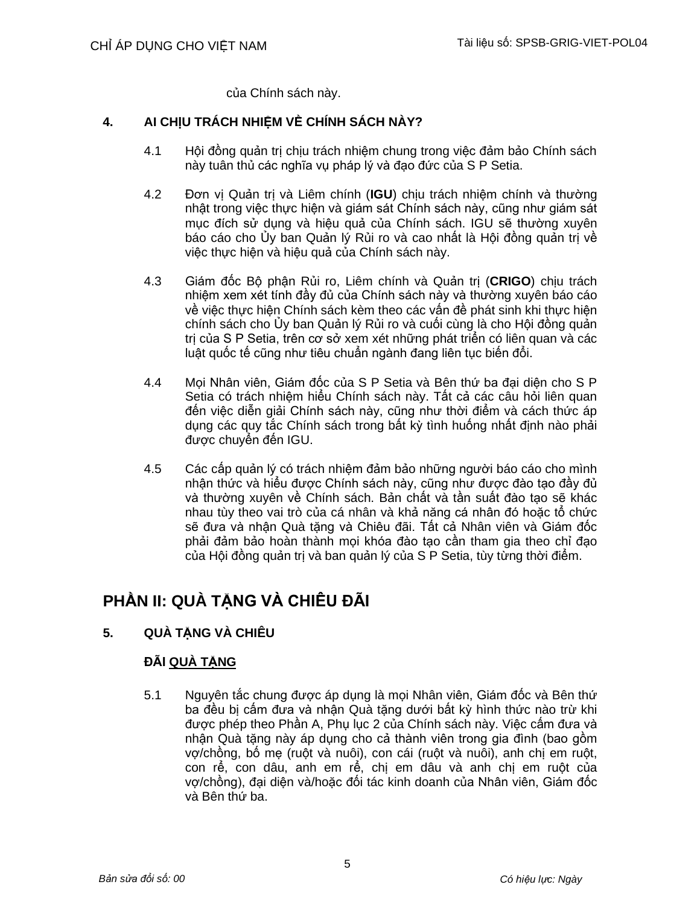của Chính sách này.

## 4. AI CHỊU TRÁCH NHIỆM VỀ CHÍNH SÁCH NÀY?

4.1 Hội đồng quản trị chịu trách nhiệm chung trong việc đảm bảo Chính sách này tuân thủ các nghĩa vụ pháp lý và đạo đức của S P Setia.

4.2 Đơn vị Quản trị và Liêm chính (**IGU**) chịu trách nhiệm chính và thường nhật trong việc thực hiện và giám sát Chính sách này, cũng như giám sát mục đích sử dụng và hiệu quả của Chính sách. IGU sẽ thường xuyên báo cáo cho Ủy ban Quản lý Rủi ro và cao nhất là Hội đồng quản trị về việc thực hiện và hiệu quả của Chính sách này.

4.3 Giám đốc Bộ phận Rủi ro, Liêm chính và Quản trị (**CRIGO**) chịu trách nhiệm xem xét tính đầy đủ của Chính sách này và thường xuyên báo cáo về việc thực hiện Chính sách kèm theo các vấn đề phát sinh khi thực hiện chính sách cho Ủy ban Quản lý Rủi ro và cuối cùng là cho Hội đồng quản trị của S P Setia, trên cơ sở xem xét những phát triển có liên quan và các luật quốc tế cũng như tiêu chuẩn ngành đang liên tục biến đổi.

4.4 Mọi Nhân viên, Giám đốc của S P Setia và Bên thứ ba đại diện cho S P Setia có trách nhiệm hiểu Chính sách này. Tất cả các câu hỏi liên quan đến việc diễn giải Chính sách này, cũng như thời điểm và cách thức áp dụng các quy tắc Chính sách trong bất kỳ tình huống nhất định nào phải được chuyển đến IGU.

4.5 Các cấp quản lý có trách nhiệm đảm bảo những người báo cáo cho mình nhận thức và hiểu được Chính sách này, cũng như được đào tạo đầy đủ và thường xuyên về Chính sách. Bản chất và tần suất đào tạo sẽ khác nhau tùy theo vai trò của cá nhân và khả năng cá nhân đó hoặc tổ chức sẽ đưa và nhận Quà tặng và Chiêu đãi. Tất cả Nhân viên và Giám đốc phải đảm bảo hoàn thành mọi khóa đào tạo cần tham gia theo chỉ đạo của Hội đồng quản trị và ban quản lý của S P Setia, tùy từng thời điểm.

# PHẦN II: QUÀ TẶNG VÀ CHIÊU ĐÃI

## 5. QUÀ TẶNG VÀ CHIÊU

### ĐÃI <u>QUÀ TẶNG</u>

5.1 Nguyên tắc chung được áp dụng là mọi Nhân viên, Giám đốc và Bên thứ ba đều bị cấm đưa và nhận Quà tặng dưới bất kỳ hình thức nào trừ khi được phép theo Phần A, Phụ lục 2 của Chính sách này. Việc cấm đưa và nhận Quà tặng này áp dụng cho cả thành viên trong gia đình (bao gồm vợ/chồng, bố mẹ (ruột và nuôi), con cái (ruột và nuôi), anh chị em ruột, con rể, con dâu, anh em rể, chị em dâu và anh chị em ruột của vợ/chồng), đại diện và/hoặc đối tác kinh doanh của Nhân viên, Giám đốc và Bên thứ ba.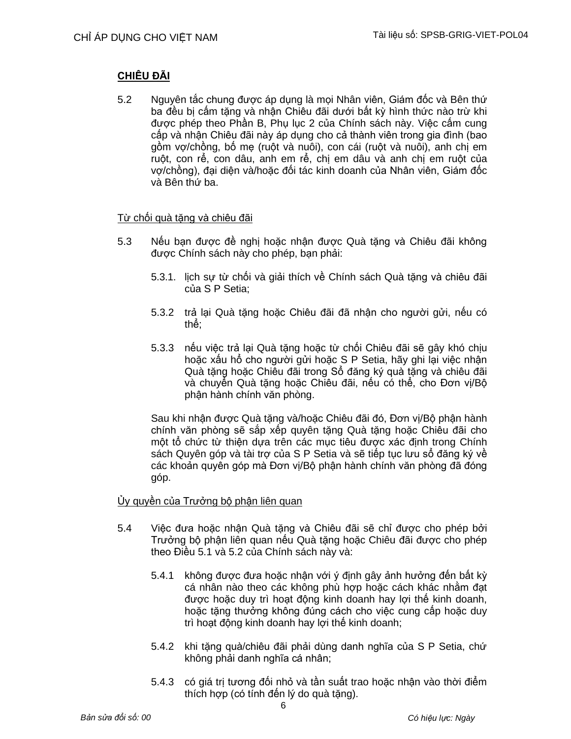## CHIÊU ĐÃI

5.2 Nguyên tắc chung được áp dụng là mọi Nhân viên, Giám đốc và Bên thứ ba đều bị cấm tặng và nhận Chiêu đãi dưới bất kỳ hình thức nào trừ khi được phép theo Phần B, Phụ lục 2 của Chính sách này. Việc cấm cung cấp và nhận Chiêu đãi này áp dụng cho cả thành viên trong gia đình (bao gồm vợ/chồng, bố mẹ (ruột và nuôi), con cái (ruột và nuôi), anh chị em ruột, con rể, con dâu, anh em rể, chị em dâu và anh chị em ruột của vợ/chồng), đại diện và/hoặc đối tác kinh doanh của Nhân viên, Giám đốc và Bên thứ ba.

### Từ chối quà tặng và chiêu đãi

5.3 Nếu bạn được đề nghị hoặc nhận được Quà tặng và Chiêu đãi không được Chính sách này cho phép, bạn phải:

5.3.1. lịch sự từ chối và giải thích về Chính sách Quà tặng và chiêu đãi của S P Setia;

5.3.2 trả lại Quà tặng hoặc Chiêu đãi đã nhận cho người gửi, nếu có thể;

5.3.3 nếu việc trả lại Quà tặng hoặc từ chối Chiêu đãi sẽ gây khó chịu hoặc xấu hổ cho người gửi hoặc S P Setia, hãy ghi lại việc nhận Quà tặng hoặc Chiêu đãi trong Sổ đăng ký quà tặng và chiêu đãi và chuyển Quà tặng hoặc Chiêu đãi, nếu có thể, cho Đơn vị/Bộ phận hành chính văn phòng.

Sau khi nhận được Quà tặng và/hoặc Chiêu đãi đó, Đơn vị/Bộ phận hành chính văn phòng sẽ sắp xếp quyên tặng Quà tặng hoặc Chiêu đãi cho một tổ chức từ thiện dựa trên các mục tiêu được xác định trong Chính sách Quyên góp và tài trợ của S P Setia và sẽ tiếp tục lưu sổ đăng ký về các khoản quyên góp mà Đơn vị/Bộ phận hành chính văn phòng đã đóng góp.

### Ủy quyền của Trưởng bộ phận liên quan

5.4 Việc đưa hoặc nhận Quà tặng và Chiêu đãi sẽ chỉ được cho phép bởi Trưởng bộ phận liên quan nếu Quà tặng hoặc Chiêu đãi được cho phép theo Điều 5.1 và 5.2 của Chính sách này và:

5.4.1 không được đưa hoặc nhận với ý định gây ảnh hưởng đến bất kỳ cá nhân nào theo các không phù hợp hoặc cách khác nhằm đạt được hoặc duy trì hoạt động kinh doanh hay lợi thế kinh doanh, hoặc tặng thưởng không đúng cách cho việc cung cấp hoặc duy trì hoạt động kinh doanh hay lợi thế kinh doanh;

5.4.2 khi tặng quà/chiêu đãi phải dùng danh nghĩa của S P Setia, chứ không phải danh nghĩa cá nhân;

5.4.3 có giá trị tương đối nhỏ và tần suất trao hoặc nhận vào thời điểm thích hợp (có tính đến lý do quà tặng).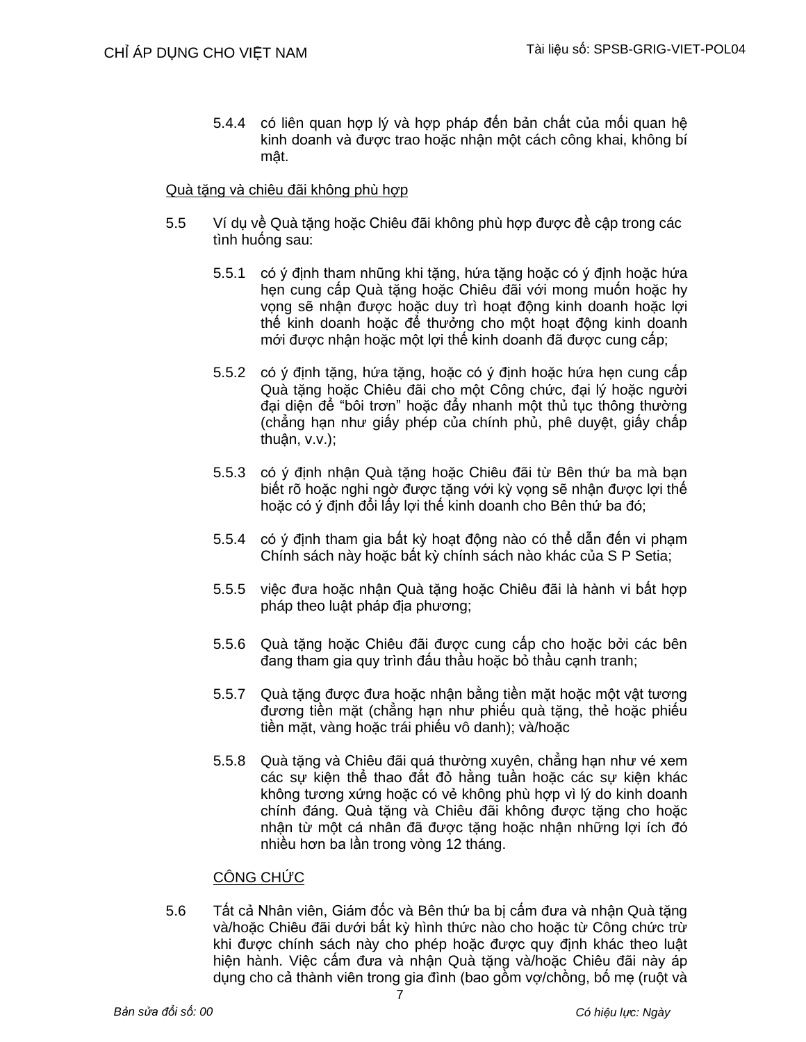5.4.4 có liên quan hợp lý và hợp pháp đến bản chất của mối quan hệ kinh doanh và được trao hoặc nhận một cách công khai, không bí mật.

<u>Quà tặng và chiêu đãi không phù hợp</u>

5.5 Ví dụ về Quà tặng hoặc Chiêu đãi không phù hợp được đề cập trong các tình huống sau:

5.5.1 có ý định tham nhũng khi tặng, hứa tặng hoặc có ý định hoặc hứa hẹn cung cấp Quà tặng hoặc Chiêu đãi với mong muốn hoặc hy vọng sẽ nhận được hoặc duy trì hoạt động kinh doanh hoặc lợi thế kinh doanh hoặc để thưởng cho một hoạt động kinh doanh mới được nhận hoặc một lợi thế kinh doanh đã được cung cấp;

5.5.2 có ý định tặng, hứa tặng, hoặc có ý định hoặc hứa hẹn cung cấp Quà tặng hoặc Chiêu đãi cho một Công chức, đại lý hoặc người đại diện để "bôi trơn" hoặc đẩy nhanh một thủ tục thông thường (chẳng hạn như giấy phép của chính phủ, phê duyệt, giấy chấp thuận, v.v.);

5.5.3 có ý định nhận Quà tặng hoặc Chiêu đãi từ Bên thứ ba mà bạn biết rõ hoặc nghi ngờ được tặng với kỳ vọng sẽ nhận được lợi thế hoặc có ý định đổi lấy lợi thế kinh doanh cho Bên thứ ba đó;

5.5.4 có ý định tham gia bất kỳ hoạt động nào có thể dẫn đến vi phạm Chính sách này hoặc bất kỳ chính sách nào khác của S P Setia;

5.5.5 việc đưa hoặc nhận Quà tặng hoặc Chiêu đãi là hành vi bất hợp pháp theo luật pháp địa phương;

5.5.6 Quà tặng hoặc Chiêu đãi được cung cấp cho hoặc bởi các bên đang tham gia quy trình đấu thầu hoặc bỏ thầu cạnh tranh;

5.5.7 Quà tặng được đưa hoặc nhận bằng tiền mặt hoặc một vật tương đương tiền mặt (chẳng hạn như phiếu quà tặng, thẻ hoặc phiếu tiền mặt, vàng hoặc trái phiếu vô danh); và/hoặc

5.5.8 Quà tặng và Chiêu đãi quá thường xuyên, chẳng hạn như vé xem các sự kiện thể thao đắt đỏ hằng tuần hoặc các sự kiện khác không tương xứng hoặc có vẻ không phù hợp vì lý do kinh doanh chính đáng. Quà tặng và Chiêu đãi không được tặng cho hoặc nhận từ một cá nhân đã được tặng hoặc nhận những lợi ích đó nhiều hơn ba lần trong vòng 12 tháng.

<u>CÔNG CHỨC</u>

5.6 Tất cả Nhân viên, Giám đốc và Bên thứ ba bị cấm đưa và nhận Quà tặng và/hoặc Chiêu đãi dưới bất kỳ hình thức nào cho hoặc từ Công chức trừ khi được chính sách này cho phép hoặc được quy định khác theo luật hiện hành. Việc cấm đưa và nhận Quà tặng và/hoặc Chiêu đãi này áp dụng cho cả thành viên trong gia đình (bao gồm vợ/chồng, bố mẹ (ruột và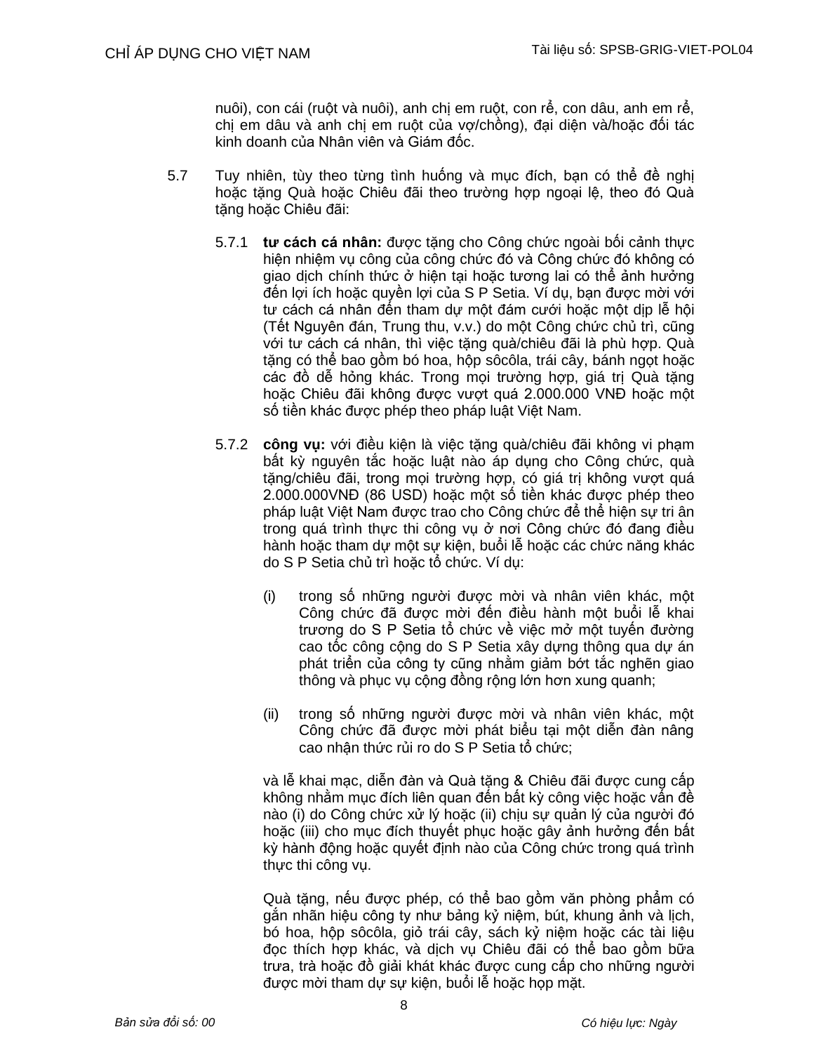nuôi), con cái (ruột và nuôi), anh chị em ruột, con rể, con dâu, anh em rể, chị em dâu và anh chị em ruột của vợ/chồng), đại diện và/hoặc đối tác kinh doanh của Nhân viên và Giám đốc.

5.7 Tuy nhiên, tùy theo từng tình huống và mục đích, bạn có thể đề nghị hoặc tặng Quà hoặc Chiêu đãi theo trường hợp ngoại lệ, theo đó Quà tặng hoặc Chiêu đãi:

5.7.1 **tư cách cá nhân:** được tặng cho Công chức ngoài bối cảnh thực hiện nhiệm vụ công của công chức đó và Công chức đó không có giao dịch chính thức ở hiện tại hoặc tương lai có thể ảnh hưởng đến lợi ích hoặc quyền lợi của S P Setia. Ví dụ, bạn được mời với tư cách cá nhân đến tham dự một đám cưới hoặc một dịp lễ hội (Tết Nguyên đán, Trung thu, v.v.) do một Công chức chủ trì, cũng với tư cách cá nhân, thì việc tặng quà/chiêu đãi là phù hợp. Quà tặng có thể bao gồm bó hoa, hộp sôcôla, trái cây, bánh ngọt hoặc các đồ dễ hỏng khác. Trong mọi trường hợp, giá trị Quà tặng hoặc Chiêu đãi không được vượt quá 2.000.000 VNĐ hoặc một số tiền khác được phép theo pháp luật Việt Nam.

5.7.2 **công vụ:** với điều kiện là việc tặng quà/chiêu đãi không vi phạm bất kỳ nguyên tắc hoặc luật nào áp dụng cho Công chức, quà tặng/chiêu đãi, trong mọi trường hợp, có giá trị không vượt quá 2.000.000VNĐ (86 USD) hoặc một số tiền khác được phép theo pháp luật Việt Nam được trao cho Công chức để thể hiện sự tri ân trong quá trình thực thi công vụ ở nơi Công chức đó đang điều hành hoặc tham dự một sự kiện, buổi lễ hoặc các chức năng khác do S P Setia chủ trì hoặc tổ chức. Ví dụ:

(i) trong số những người được mời và nhân viên khác, một Công chức đã được mời đến điều hành một buổi lễ khai trương do S P Setia tổ chức về việc mở một tuyến đường cao tốc công cộng do S P Setia xây dựng thông qua dự án phát triển của công ty cũng nhằm giảm bớt tắc nghẽn giao thông và phục vụ cộng đồng rộng lớn hơn xung quanh;

(ii) trong số những người được mời và nhân viên khác, một Công chức đã được mời phát biểu tại một diễn đàn nâng cao nhận thức rủi ro do S P Setia tổ chức;

và lễ khai mạc, diễn đàn và Quà tặng & Chiêu đãi được cung cấp không nhằm mục đích liên quan đến bất kỳ công việc hoặc vấn đề nào (i) do Công chức xử lý hoặc (ii) chịu sự quản lý của người đó hoặc (iii) cho mục đích thuyết phục hoặc gây ảnh hưởng đến bất kỳ hành động hoặc quyết định nào của Công chức trong quá trình thực thi công vụ.

Quà tặng, nếu được phép, có thể bao gồm văn phòng phẩm có gắn nhãn hiệu công ty như bảng kỷ niệm, bút, khung ảnh và lịch, bó hoa, hộp sôcôla, giỏ trái cây, sách kỷ niệm hoặc các tài liệu đọc thích hợp khác, và dịch vụ Chiêu đãi có thể bao gồm bữa trưa, trà hoặc đồ giải khát khác được cung cấp cho những người được mời tham dự sự kiện, buổi lễ hoặc họp mặt.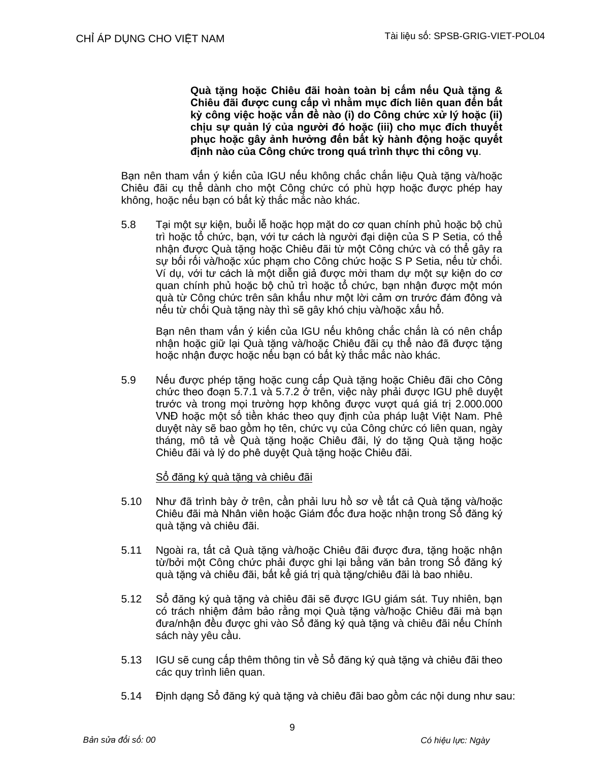**Quà tặng hoặc Chiêu đãi hoàn toàn bị cấm nếu Quà tặng & Chiêu đãi được cung cấp vì nhằm mục đích liên quan đến bất kỳ công việc hoặc vấn đề nào (i) do Công chức xử lý hoặc (ii) chịu sự quản lý của người đó hoặc (iii) cho mục đích thuyết phục hoặc gây ảnh hưởng đến bất kỳ hành động hoặc quyết định nào của Công chức trong quá trình thực thi công vụ**.

Bạn nên tham vấn ý kiến của IGU nếu không chắc chắn liệu Quà tặng và/hoặc Chiêu đãi cụ thể dành cho một Công chức có phù hợp hoặc được phép hay không, hoặc nếu bạn có bất kỳ thắc mắc nào khác.

5.8 Tại một sự kiện, buổi lễ hoặc họp mặt do cơ quan chính phủ hoặc bộ chủ trì hoặc tổ chức, bạn, với tư cách là người đại diện của S P Setia, có thể nhận được Quà tặng hoặc Chiêu đãi từ một Công chức và có thể gây ra sự bối rối và/hoặc xúc phạm cho Công chức hoặc S P Setia, nếu từ chối. Ví dụ, với tư cách là một diễn giả được mời tham dự một sự kiện do cơ quan chính phủ hoặc bộ chủ trì hoặc tổ chức, bạn nhận được một món quà từ Công chức trên sân khấu như một lời cảm ơn trước đám đông và nếu từ chối Quà tặng này thì sẽ gây khó chịu và/hoặc xấu hổ.

Bạn nên tham vấn ý kiến của IGU nếu không chắc chắn là có nên chấp nhận hoặc giữ lại Quà tặng và/hoặc Chiêu đãi cụ thể nào đã được tặng hoặc nhận được hoặc nếu bạn có bất kỳ thắc mắc nào khác.

5.9 Nếu được phép tặng hoặc cung cấp Quà tặng hoặc Chiêu đãi cho Công chức theo đoạn 5.7.1 và 5.7.2 ở trên, việc này phải được IGU phê duyệt trước và trong mọi trường hợp không được vượt quá giá trị 2.000.000 VNĐ hoặc một số tiền khác theo quy định của pháp luật Việt Nam. Phê duyệt này sẽ bao gồm họ tên, chức vụ của Công chức có liên quan, ngày tháng, mô tả về Quà tặng hoặc Chiêu đãi, lý do tặng Quà tặng hoặc Chiêu đãi và lý do phê duyệt Quà tặng hoặc Chiêu đãi.

<u>Sổ đăng ký quà tặng và chiêu đãi</u>

5.10 Như đã trình bày ở trên, cần phải lưu hồ sơ về tất cả Quà tặng và/hoặc Chiêu đãi mà Nhân viên hoặc Giám đốc đưa hoặc nhận trong Sổ đăng ký quà tặng và chiêu đãi.

5.11 Ngoài ra, tất cả Quà tặng và/hoặc Chiêu đãi được đưa, tặng hoặc nhận từ/bởi một Công chức phải được ghi lại bằng văn bản trong Sổ đăng ký quà tặng và chiêu đãi, bất kể giá trị quà tặng/chiêu đãi là bao nhiêu.

5.12 Sổ đăng ký quà tặng và chiêu đãi sẽ được IGU giám sát. Tuy nhiên, bạn có trách nhiệm đảm bảo rằng mọi Quà tặng và/hoặc Chiêu đãi mà bạn đưa/nhận đều được ghi vào Sổ đăng ký quà tặng và chiêu đãi nếu Chính sách này yêu cầu.

5.13 IGU sẽ cung cấp thêm thông tin về Sổ đăng ký quà tặng và chiêu đãi theo các quy trình liên quan.

5.14 Định dạng Sổ đăng ký quà tặng và chiêu đãi bao gồm các nội dung như sau: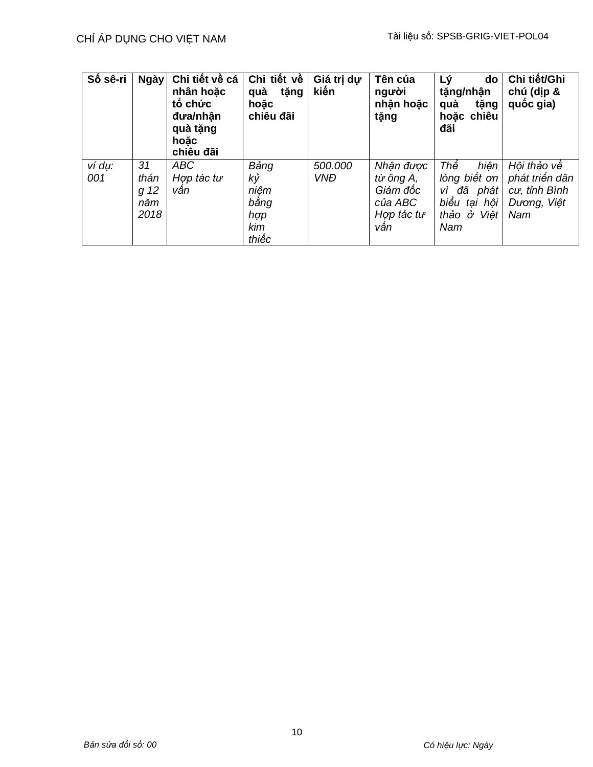| Số sê-ri | Ngày | Chi tiết về cá nhân hoặc tổ chức đưa/nhận quà tặng hoặc chiêu đãi | Chi tiết về quà tặng hoặc chiêu đãi | Giá trị dự kiến | Tên của người nhận hoặc tặng | Lý do tặng/nhận quà tặng hoặc chiêu đãi | Chi tiết/Ghi chú (dịp & quốc gia) |
|---|---|---|---|---|---|---|---|
| *ví dụ: 001* | *31 tháng 12 năm 2018* | *ABC Hợp tác tư vấn* | *Bảng kỷ niệm bằng hợp kim thiếc* | *500.000 VNĐ* | *Nhận được từ ông A, Giám đốc của ABC Hợp tác tư vấn* | *Thể hiện lòng biết ơn vì đã phát biểu tại hội thảo ở Việt Nam* | *Hội thảo về phát triển dân cư, tỉnh Bình Dương, Việt Nam* |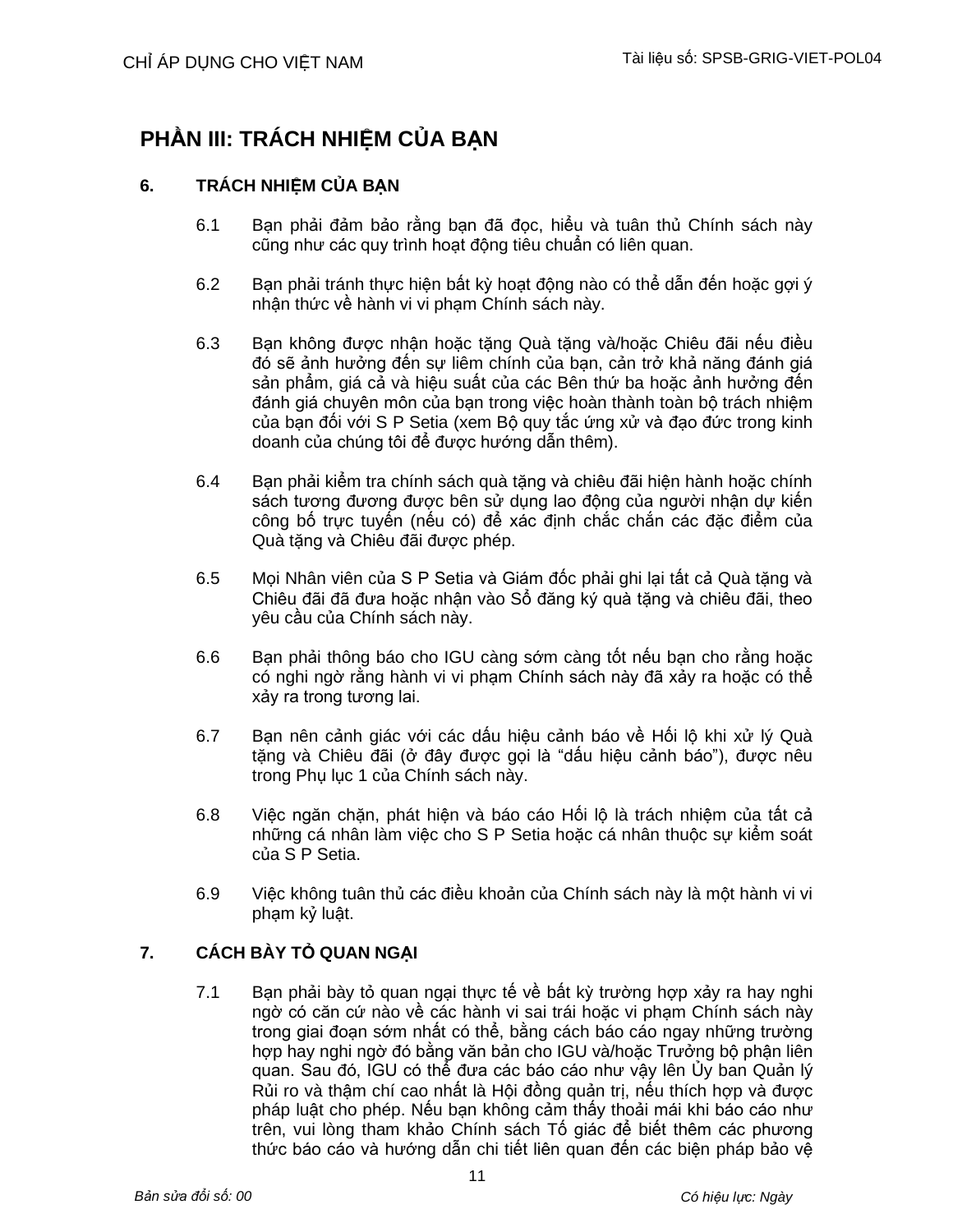# PHẦN III: TRÁCH NHIỆM CỦA BẠN

## 6. TRÁCH NHIỆM CỦA BẠN

6.1 Bạn phải đảm bảo rằng bạn đã đọc, hiểu và tuân thủ Chính sách này cũng như các quy trình hoạt động tiêu chuẩn có liên quan.

6.2 Bạn phải tránh thực hiện bất kỳ hoạt động nào có thể dẫn đến hoặc gợi ý nhận thức về hành vi vi phạm Chính sách này.

6.3 Bạn không được nhận hoặc tặng Quà tặng và/hoặc Chiêu đãi nếu điều đó sẽ ảnh hưởng đến sự liêm chính của bạn, cản trở khả năng đánh giá sản phẩm, giá cả và hiệu suất của các Bên thứ ba hoặc ảnh hưởng đến đánh giá chuyên môn của bạn trong việc hoàn thành toàn bộ trách nhiệm của bạn đối với S P Setia (xem Bộ quy tắc ứng xử và đạo đức trong kinh doanh của chúng tôi để được hướng dẫn thêm).

6.4 Bạn phải kiểm tra chính sách quà tặng và chiêu đãi hiện hành hoặc chính sách tương đương được bên sử dụng lao động của người nhận dự kiến công bố trực tuyến (nếu có) để xác định chắc chắn các đặc điểm của Quà tặng và Chiêu đãi được phép.

6.5 Mọi Nhân viên của S P Setia và Giám đốc phải ghi lại tất cả Quà tặng và Chiêu đãi đã đưa hoặc nhận vào Sổ đăng ký quà tặng và chiêu đãi, theo yêu cầu của Chính sách này.

6.6 Bạn phải thông báo cho IGU càng sớm càng tốt nếu bạn cho rằng hoặc có nghi ngờ rằng hành vi vi phạm Chính sách này đã xảy ra hoặc có thể xảy ra trong tương lai.

6.7 Bạn nên cảnh giác với các dấu hiệu cảnh báo về Hối lộ khi xử lý Quà tặng và Chiêu đãi (ở đây được gọi là "dấu hiệu cảnh báo"), được nêu trong Phụ lục 1 của Chính sách này.

6.8 Việc ngăn chặn, phát hiện và báo cáo Hối lộ là trách nhiệm của tất cả những cá nhân làm việc cho S P Setia hoặc cá nhân thuộc sự kiểm soát của S P Setia.

6.9 Việc không tuân thủ các điều khoản của Chính sách này là một hành vi vi phạm kỷ luật.

## 7. CÁCH BÀY TỎ QUAN NGẠI

7.1 Bạn phải bày tỏ quan ngại thực tế về bất kỳ trường hợp xảy ra hay nghi ngờ có căn cứ nào về các hành vi sai trái hoặc vi phạm Chính sách này trong giai đoạn sớm nhất có thể, bằng cách báo cáo ngay những trường hợp hay nghi ngờ đó bằng văn bản cho IGU và/hoặc Trưởng bộ phận liên quan. Sau đó, IGU có thể đưa các báo cáo như vậy lên Ủy ban Quản lý Rủi ro và thậm chí cao nhất là Hội đồng quản trị, nếu thích hợp và được pháp luật cho phép. Nếu bạn không cảm thấy thoải mái khi báo cáo như trên, vui lòng tham khảo Chính sách Tố giác để biết thêm các phương thức báo cáo và hướng dẫn chi tiết liên quan đến các biện pháp bảo vệ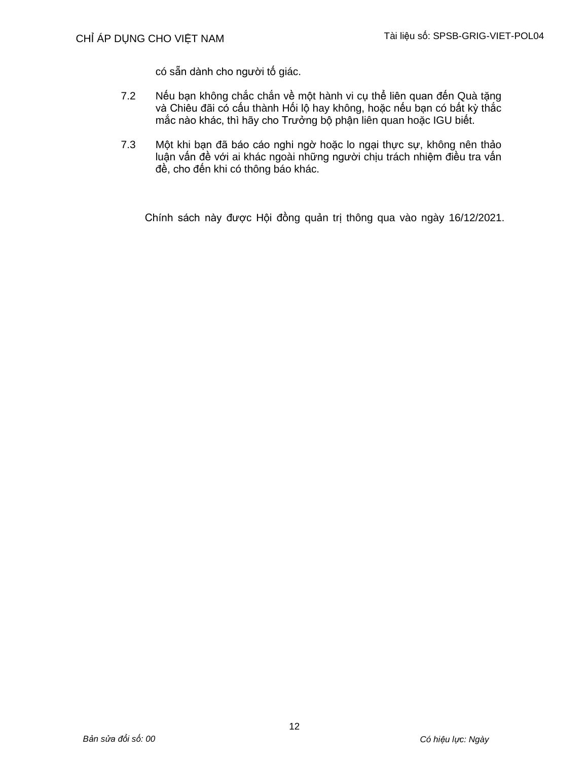có sẵn dành cho người tố giác.

7.2 Nếu bạn không chắc chắn về một hành vi cụ thể liên quan đến Quà tặng và Chiêu đãi có cấu thành Hối lộ hay không, hoặc nếu bạn có bất kỳ thắc mắc nào khác, thì hãy cho Trưởng bộ phận liên quan hoặc IGU biết.

7.3 Một khi bạn đã báo cáo nghi ngờ hoặc lo ngại thực sự, không nên thảo luận vấn đề với ai khác ngoài những người chịu trách nhiệm điều tra vấn đề, cho đến khi có thông báo khác.

Chính sách này được Hội đồng quản trị thông qua vào ngày 16/12/2021.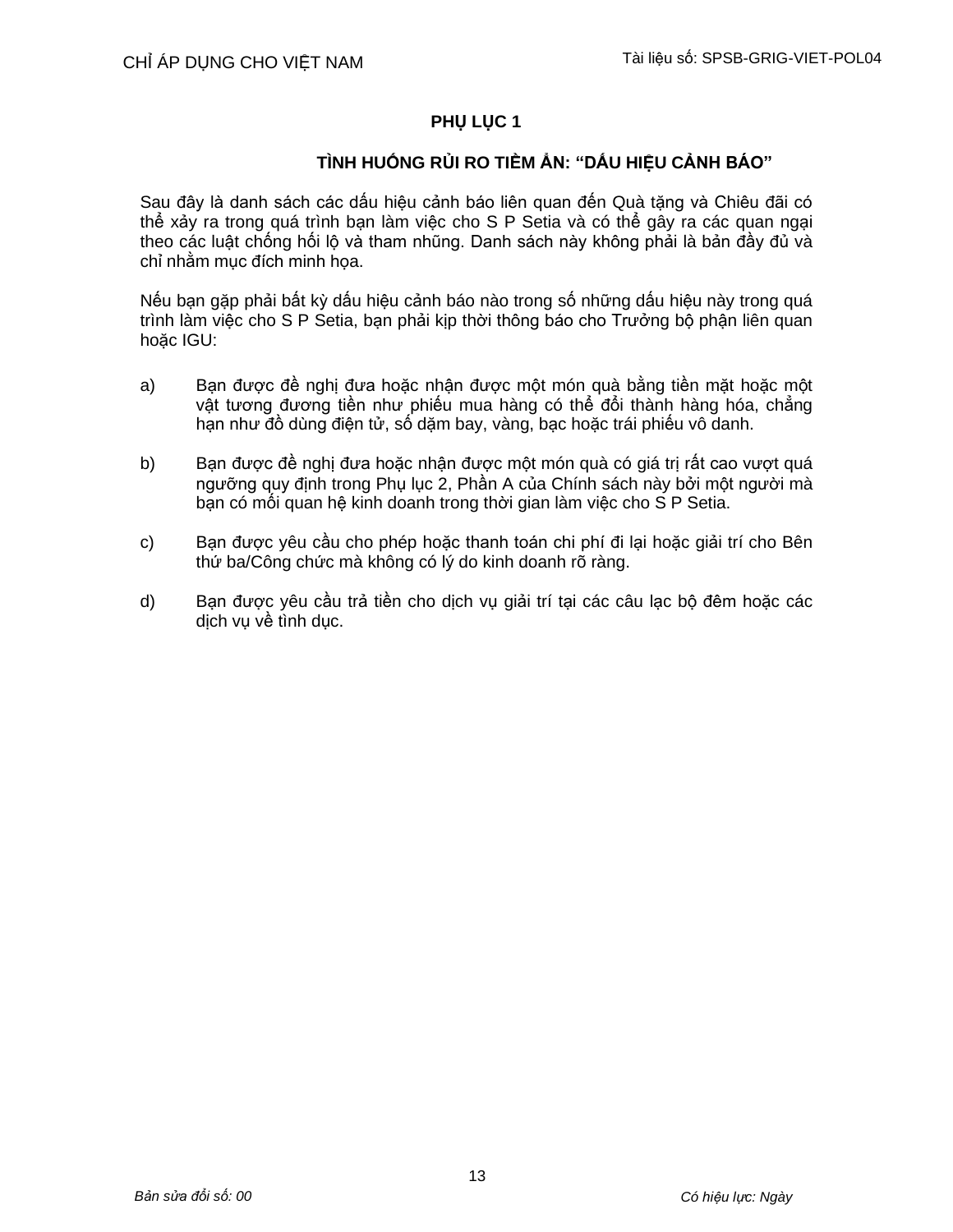# PHỤ LỤC 1

## TÌNH HUỐNG RỦI RO TIỀM ẨN: "DẤU HIỆU CẢNH BÁO"

Sau đây là danh sách các dấu hiệu cảnh báo liên quan đến Quà tặng và Chiêu đãi có thể xảy ra trong quá trình bạn làm việc cho S P Setia và có thể gây ra các quan ngại theo các luật chống hối lộ và tham nhũng. Danh sách này không phải là bản đầy đủ và chỉ nhằm mục đích minh họa.

Nếu bạn gặp phải bất kỳ dấu hiệu cảnh báo nào trong số những dấu hiệu này trong quá trình làm việc cho S P Setia, bạn phải kịp thời thông báo cho Trưởng bộ phận liên quan hoặc IGU:

a) Bạn được đề nghị đưa hoặc nhận được một món quà bằng tiền mặt hoặc một vật tương đương tiền như phiếu mua hàng có thể đổi thành hàng hóa, chẳng hạn như đồ dùng điện tử, số dặm bay, vàng, bạc hoặc trái phiếu vô danh.

b) Bạn được đề nghị đưa hoặc nhận được một món quà có giá trị rất cao vượt quá ngưỡng quy định trong Phụ lục 2, Phần A của Chính sách này bởi một người mà bạn có mối quan hệ kinh doanh trong thời gian làm việc cho S P Setia.

c) Bạn được yêu cầu cho phép hoặc thanh toán chi phí đi lại hoặc giải trí cho Bên thứ ba/Công chức mà không có lý do kinh doanh rõ ràng.

d) Bạn được yêu cầu trả tiền cho dịch vụ giải trí tại các câu lạc bộ đêm hoặc các dịch vụ về tình dục.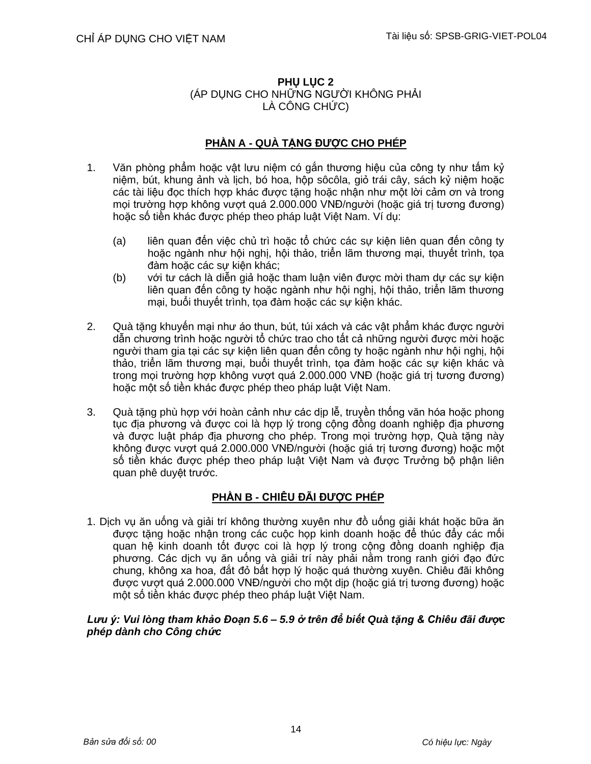## PHỤ LỤC 2
(ÁP DỤNG CHO NHỮNG NGƯỜI KHÔNG PHẢI LÀ CÔNG CHỨC)

### PHẦN A - QUÀ TẶNG ĐƯỢC CHO PHÉP

1. Văn phòng phẩm hoặc vật lưu niệm có gắn thương hiệu của công ty như tấm kỷ niệm, bút, khung ảnh và lịch, bó hoa, hộp sôcôla, giỏ trái cây, sách kỷ niệm hoặc các tài liệu đọc thích hợp khác được tặng hoặc nhận như một lời cảm ơn và trong mọi trường hợp không vượt quá 2.000.000 VNĐ/người (hoặc giá trị tương đương) hoặc số tiền khác được phép theo pháp luật Việt Nam. Ví dụ:

   (a) liên quan đến việc chủ trì hoặc tổ chức các sự kiện liên quan đến công ty hoặc ngành như hội nghị, hội thảo, triển lãm thương mại, thuyết trình, tọa đàm hoặc các sự kiện khác;
   
   (b) với tư cách là diễn giả hoặc tham luận viên được mời tham dự các sự kiện liên quan đến công ty hoặc ngành như hội nghị, hội thảo, triển lãm thương mại, buổi thuyết trình, tọa đàm hoặc các sự kiện khác.

2. Quà tặng khuyến mại như áo thun, bút, túi xách và các vật phẩm khác được người dẫn chương trình hoặc người tổ chức trao cho tất cả những người được mời hoặc người tham gia tại các sự kiện liên quan đến công ty hoặc ngành như hội nghị, hội thảo, triển lãm thương mại, buổi thuyết trình, tọa đàm hoặc các sự kiện khác và trong mọi trường hợp không vượt quá 2.000.000 VNĐ (hoặc giá trị tương đương) hoặc một số tiền khác được phép theo pháp luật Việt Nam.

3. Quà tặng phù hợp với hoàn cảnh như các dịp lễ, truyền thống văn hóa hoặc phong tục địa phương và được coi là hợp lý trong cộng đồng doanh nghiệp địa phương và được luật pháp địa phương cho phép. Trong mọi trường hợp, Quà tặng này không được vượt quá 2.000.000 VNĐ/người (hoặc giá trị tương đương) hoặc một số tiền khác được phép theo pháp luật Việt Nam và được Trưởng bộ phận liên quan phê duyệt trước.

### PHẦN B - CHIÊU ĐÃI ĐƯỢC PHÉP

1. Dịch vụ ăn uống và giải trí không thường xuyên như đồ uống giải khát hoặc bữa ăn được tặng hoặc nhận trong các cuộc họp kinh doanh hoặc để thúc đẩy các mối quan hệ kinh doanh tốt được coi là hợp lý trong cộng đồng doanh nghiệp địa phương. Các dịch vụ ăn uống và giải trí này phải nằm trong ranh giới đạo đức chung, không xa hoa, đắt đỏ bất hợp lý hoặc quá thường xuyên. Chiêu đãi không được vượt quá 2.000.000 VNĐ/người cho một dịp (hoặc giá trị tương đương) hoặc một số tiền khác được phép theo pháp luật Việt Nam.

***Lưu ý: Vui lòng tham khảo Đoạn 5.6 – 5.9 ở trên để biết Quà tặng & Chiêu đãi được phép dành cho Công chức***